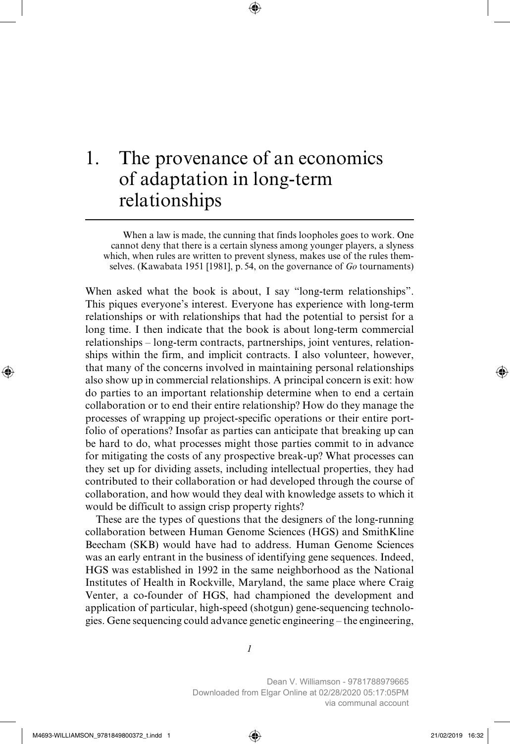# 1. The provenance of an economics of adaptation in long-term relationships

> When a law is made, the cunning that finds loopholes goes to work. One cannot deny that there is a certain slyness among younger players, a slyness which, when rules are written to prevent slyness, makes use of the rules themselves. (Kawabata 1951 [1981], p. 54, on the governance of *Go* tournaments)

When asked what the book is about, I say "long-term relationships". This piques everyone's interest. Everyone has experience with long-term relationships or with relationships that had the potential to persist for a long time. I then indicate that the book is about long-term commercial relationships – long-term contracts, partnerships, joint ventures, relationships within the firm, and implicit contracts. I also volunteer, however, that many of the concerns involved in maintaining personal relationships also show up in commercial relationships. A principal concern is exit: how do parties to an important relationship determine when to end a certain collaboration or to end their entire relationship? How do they manage the processes of wrapping up project-specific operations or their entire portfolio of operations? Insofar as parties can anticipate that breaking up can be hard to do, what processes might those parties commit to in advance for mitigating the costs of any prospective break-up? What processes can they set up for dividing assets, including intellectual properties, they had contributed to their collaboration or had developed through the course of collaboration, and how would they deal with knowledge assets to which it would be difficult to assign crisp property rights?

These are the types of questions that the designers of the long-running collaboration between Human Genome Sciences (HGS) and SmithKline Beecham (SKB) would have had to address. Human Genome Sciences was an early entrant in the business of identifying gene sequences. Indeed, HGS was established in 1992 in the same neighborhood as the National Institutes of Health in Rockville, Maryland, the same place where Craig Venter, a co-founder of HGS, had championed the development and application of particular, high-speed (shotgun) gene-sequencing technologies. Gene sequencing could advance genetic engineering – the engineering,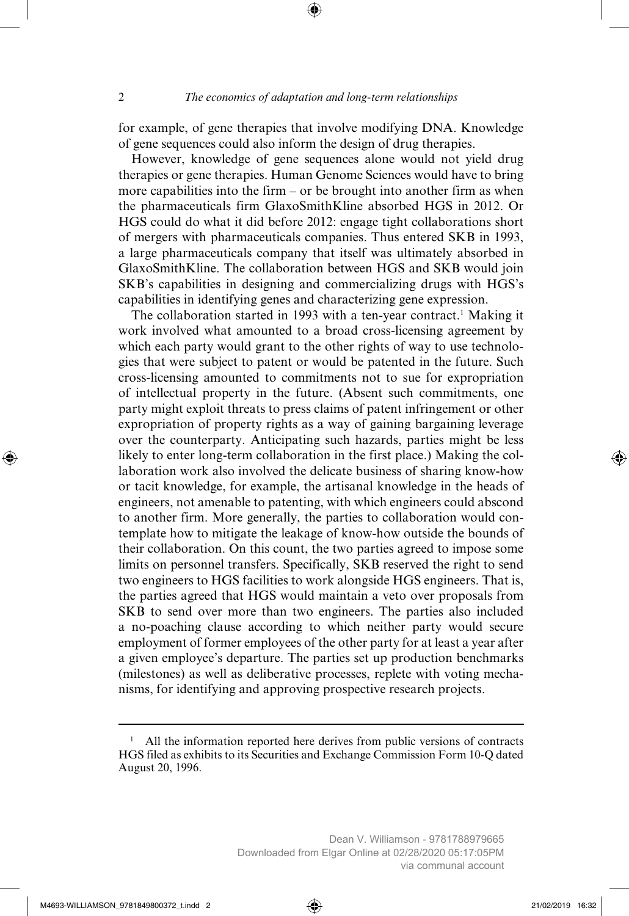for example, of gene therapies that involve modifying DNA. Knowledge of gene sequences could also inform the design of drug therapies.

However, knowledge of gene sequences alone would not yield drug therapies or gene therapies. Human Genome Sciences would have to bring more capabilities into the firm – or be brought into another firm as when the pharmaceuticals firm GlaxoSmithKline absorbed HGS in 2012. Or HGS could do what it did before 2012: engage tight collaborations short of mergers with pharmaceuticals companies. Thus entered SKB in 1993, a large pharmaceuticals company that itself was ultimately absorbed in GlaxoSmithKline. The collaboration between HGS and SKB would join SKB's capabilities in designing and commercializing drugs with HGS's capabilities in identifying genes and characterizing gene expression.

The collaboration started in 1993 with a ten-year contract.[1] Making it work involved what amounted to a broad cross-licensing agreement by which each party would grant to the other rights of way to use technologies that were subject to patent or would be patented in the future. Such cross-licensing amounted to commitments not to sue for expropriation of intellectual property in the future. (Absent such commitments, one party might exploit threats to press claims of patent infringement or other expropriation of property rights as a way of gaining bargaining leverage over the counterparty. Anticipating such hazards, parties might be less likely to enter long-term collaboration in the first place.) Making the collaboration work also involved the delicate business of sharing know-how or tacit knowledge, for example, the artisanal knowledge in the heads of engineers, not amenable to patenting, with which engineers could abscond to another firm. More generally, the parties to collaboration would contemplate how to mitigate the leakage of know-how outside the bounds of their collaboration. On this count, the two parties agreed to impose some limits on personnel transfers. Specifically, SKB reserved the right to send two engineers to HGS facilities to work alongside HGS engineers. That is, the parties agreed that HGS would maintain a veto over proposals from SKB to send over more than two engineers. The parties also included a no-poaching clause according to which neither party would secure employment of former employees of the other party for at least a year after a given employee's departure. The parties set up production benchmarks (milestones) as well as deliberative processes, replete with voting mechanisms, for identifying and approving prospective research projects.

---

[1] All the information reported here derives from public versions of contracts HGS filed as exhibits to its Securities and Exchange Commission Form 10-Q dated August 20, 1996.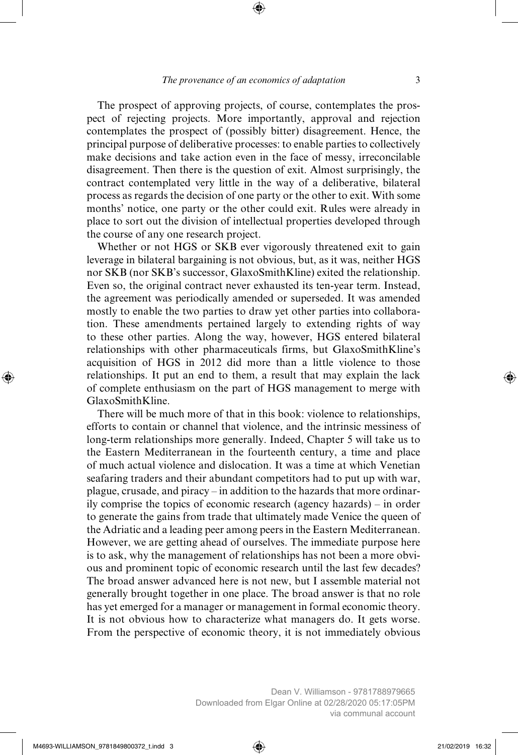The prospect of approving projects, of course, contemplates the prospect of rejecting projects. More importantly, approval and rejection contemplates the prospect of (possibly bitter) disagreement. Hence, the principal purpose of deliberative processes: to enable parties to collectively make decisions and take action even in the face of messy, irreconcilable disagreement. Then there is the question of exit. Almost surprisingly, the contract contemplated very little in the way of a deliberative, bilateral process as regards the decision of one party or the other to exit. With some months' notice, one party or the other could exit. Rules were already in place to sort out the division of intellectual properties developed through the course of any one research project.

Whether or not HGS or SKB ever vigorously threatened exit to gain leverage in bilateral bargaining is not obvious, but, as it was, neither HGS nor SKB (nor SKB's successor, GlaxoSmithKline) exited the relationship. Even so, the original contract never exhausted its ten-year term. Instead, the agreement was periodically amended or superseded. It was amended mostly to enable the two parties to draw yet other parties into collaboration. These amendments pertained largely to extending rights of way to these other parties. Along the way, however, HGS entered bilateral relationships with other pharmaceuticals firms, but GlaxoSmithKline's acquisition of HGS in 2012 did more than a little violence to those relationships. It put an end to them, a result that may explain the lack of complete enthusiasm on the part of HGS management to merge with GlaxoSmithKline.

There will be much more of that in this book: violence to relationships, efforts to contain or channel that violence, and the intrinsic messiness of long-term relationships more generally. Indeed, Chapter 5 will take us to the Eastern Mediterranean in the fourteenth century, a time and place of much actual violence and dislocation. It was a time at which Venetian seafaring traders and their abundant competitors had to put up with war, plague, crusade, and piracy – in addition to the hazards that more ordinarily comprise the topics of economic research (agency hazards) – in order to generate the gains from trade that ultimately made Venice the queen of the Adriatic and a leading peer among peers in the Eastern Mediterranean. However, we are getting ahead of ourselves. The immediate purpose here is to ask, why the management of relationships has not been a more obvious and prominent topic of economic research until the last few decades? The broad answer advanced here is not new, but I assemble material not generally brought together in one place. The broad answer is that no role has yet emerged for a manager or management in formal economic theory. It is not obvious how to characterize what managers do. It gets worse. From the perspective of economic theory, it is not immediately obvious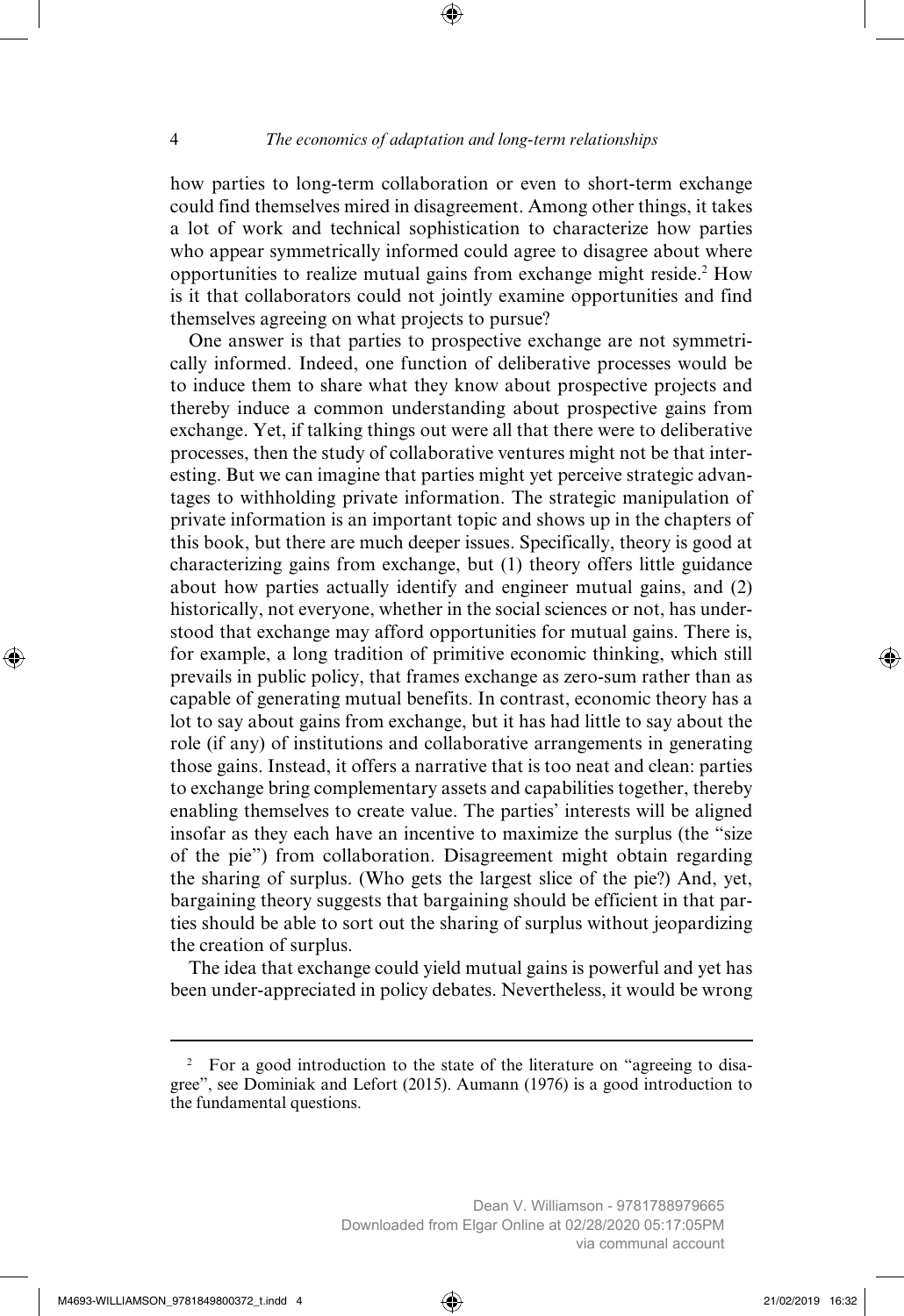how parties to long-term collaboration or even to short-term exchange could find themselves mired in disagreement. Among other things, it takes a lot of work and technical sophistication to characterize how parties who appear symmetrically informed could agree to disagree about where opportunities to realize mutual gains from exchange might reside.[2] How is it that collaborators could not jointly examine opportunities and find themselves agreeing on what projects to pursue?

One answer is that parties to prospective exchange are not symmetrically informed. Indeed, one function of deliberative processes would be to induce them to share what they know about prospective projects and thereby induce a common understanding about prospective gains from exchange. Yet, if talking things out were all that there were to deliberative processes, then the study of collaborative ventures might not be that interesting. But we can imagine that parties might yet perceive strategic advantages to withholding private information. The strategic manipulation of private information is an important topic and shows up in the chapters of this book, but there are much deeper issues. Specifically, theory is good at characterizing gains from exchange, but (1) theory offers little guidance about how parties actually identify and engineer mutual gains, and (2) historically, not everyone, whether in the social sciences or not, has understood that exchange may afford opportunities for mutual gains. There is, for example, a long tradition of primitive economic thinking, which still prevails in public policy, that frames exchange as zero-sum rather than as capable of generating mutual benefits. In contrast, economic theory has a lot to say about gains from exchange, but it has had little to say about the role (if any) of institutions and collaborative arrangements in generating those gains. Instead, it offers a narrative that is too neat and clean: parties to exchange bring complementary assets and capabilities together, thereby enabling themselves to create value. The parties' interests will be aligned insofar as they each have an incentive to maximize the surplus (the "size of the pie") from collaboration. Disagreement might obtain regarding the sharing of surplus. (Who gets the largest slice of the pie?) And, yet, bargaining theory suggests that bargaining should be efficient in that parties should be able to sort out the sharing of surplus without jeopardizing the creation of surplus.

The idea that exchange could yield mutual gains is powerful and yet has been under-appreciated in policy debates. Nevertheless, it would be wrong

---

[2] For a good introduction to the state of the literature on "agreeing to disagree", see Dominiak and Lefort (2015). Aumann (1976) is a good introduction to the fundamental questions.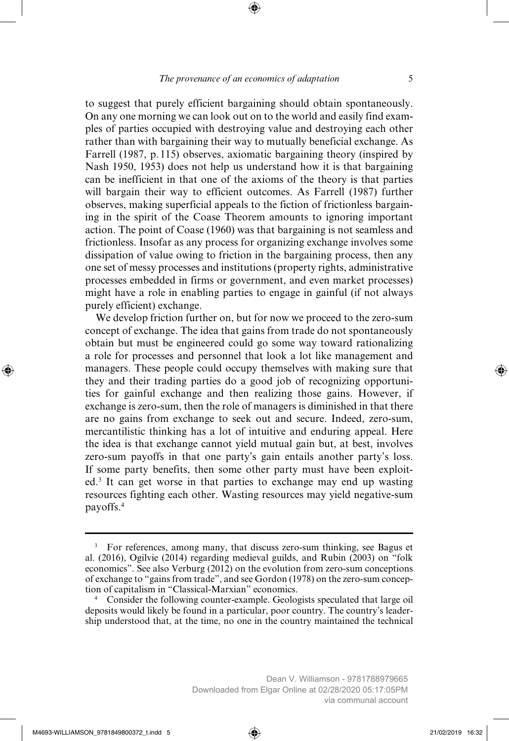to suggest that purely efficient bargaining should obtain spontaneously. On any one morning we can look out on to the world and easily find examples of parties occupied with destroying value and destroying each other rather than with bargaining their way to mutually beneficial exchange. As Farrell (1987, p. 115) observes, axiomatic bargaining theory (inspired by Nash 1950, 1953) does not help us understand how it is that bargaining can be inefficient in that one of the axioms of the theory is that parties will bargain their way to efficient outcomes. As Farrell (1987) further observes, making superficial appeals to the fiction of frictionless bargaining in the spirit of the Coase Theorem amounts to ignoring important action. The point of Coase (1960) was that bargaining is not seamless and frictionless. Insofar as any process for organizing exchange involves some dissipation of value owing to friction in the bargaining process, then any one set of messy processes and institutions (property rights, administrative processes embedded in firms or government, and even market processes) might have a role in enabling parties to engage in gainful (if not always purely efficient) exchange.

We develop friction further on, but for now we proceed to the zero-sum concept of exchange. The idea that gains from trade do not spontaneously obtain but must be engineered could go some way toward rationalizing a role for processes and personnel that look a lot like management and managers. These people could occupy themselves with making sure that they and their trading parties do a good job of recognizing opportunities for gainful exchange and then realizing those gains. However, if exchange is zero-sum, then the role of managers is diminished in that there are no gains from exchange to seek out and secure. Indeed, zero-sum, mercantilistic thinking has a lot of intuitive and enduring appeal. Here the idea is that exchange cannot yield mutual gain but, at best, involves zero-sum payoffs in that one party's gain entails another party's loss. If some party benefits, then some other party must have been exploited.[3] It can get worse in that parties to exchange may end up wasting resources fighting each other. Wasting resources may yield negative-sum payoffs.[4]

---

[3] For references, among many, that discuss zero-sum thinking, see Bagus et al. (2016), Ogilvie (2014) regarding medieval guilds, and Rubin (2003) on "folk economics". See also Verburg (2012) on the evolution from zero-sum conceptions of exchange to "gains from trade", and see Gordon (1978) on the zero-sum conception of capitalism in "Classical-Marxian" economics.

[4] Consider the following counter-example. Geologists speculated that large oil deposits would likely be found in a particular, poor country. The country's leadership understood that, at the time, no one in the country maintained the technical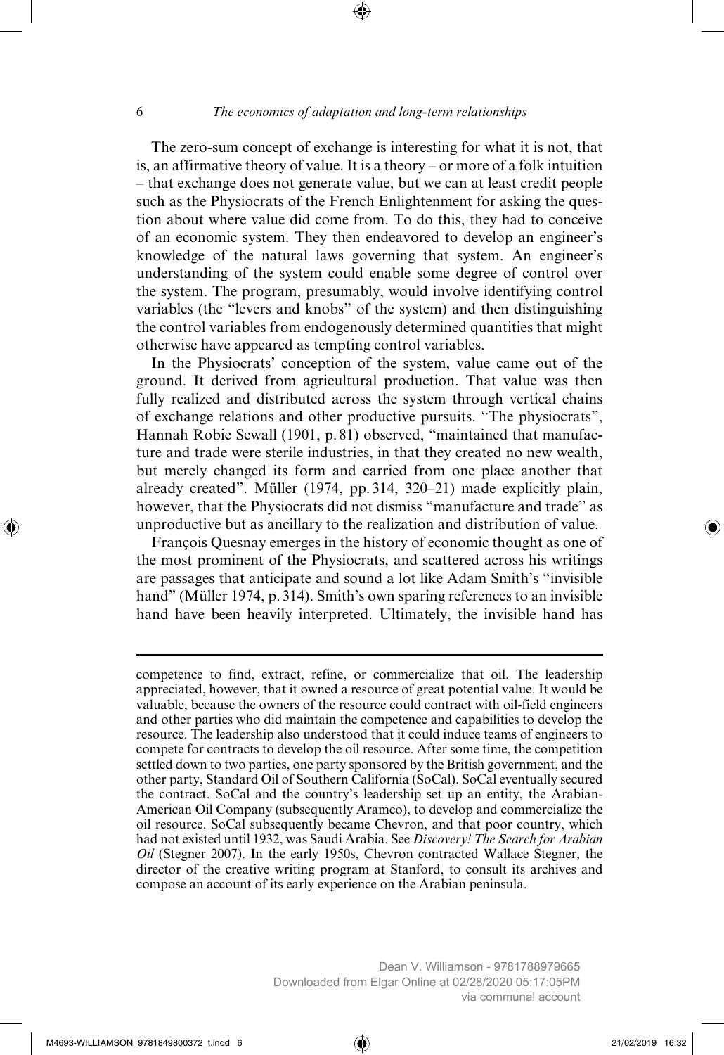The zero-sum concept of exchange is interesting for what it is not, that is, an affirmative theory of value. It is a theory – or more of a folk intuition – that exchange does not generate value, but we can at least credit people such as the Physiocrats of the French Enlightenment for asking the question about where value did come from. To do this, they had to conceive of an economic system. They then endeavored to develop an engineer's knowledge of the natural laws governing that system. An engineer's understanding of the system could enable some degree of control over the system. The program, presumably, would involve identifying control variables (the "levers and knobs" of the system) and then distinguishing the control variables from endogenously determined quantities that might otherwise have appeared as tempting control variables.

In the Physiocrats' conception of the system, value came out of the ground. It derived from agricultural production. That value was then fully realized and distributed across the system through vertical chains of exchange relations and other productive pursuits. "The physiocrats", Hannah Robie Sewall (1901, p. 81) observed, "maintained that manufacture and trade were sterile industries, in that they created no new wealth, but merely changed its form and carried from one place another that already created". Müller (1974, pp. 314, 320–21) made explicitly plain, however, that the Physiocrats did not dismiss "manufacture and trade" as unproductive but as ancillary to the realization and distribution of value.

François Quesnay emerges in the history of economic thought as one of the most prominent of the Physiocrats, and scattered across his writings are passages that anticipate and sound a lot like Adam Smith's "invisible hand" (Müller 1974, p. 314). Smith's own sparing references to an invisible hand have been heavily interpreted. Ultimately, the invisible hand has

---

competence to find, extract, refine, or commercialize that oil. The leadership appreciated, however, that it owned a resource of great potential value. It would be valuable, because the owners of the resource could contract with oil-field engineers and other parties who did maintain the competence and capabilities to develop the resource. The leadership also understood that it could induce teams of engineers to compete for contracts to develop the oil resource. After some time, the competition settled down to two parties, one party sponsored by the British government, and the other party, Standard Oil of Southern California (SoCal). SoCal eventually secured the contract. SoCal and the country's leadership set up an entity, the Arabian-American Oil Company (subsequently Aramco), to develop and commercialize the oil resource. SoCal subsequently became Chevron, and that poor country, which had not existed until 1932, was Saudi Arabia. See *Discovery! The Search for Arabian Oil* (Stegner 2007). In the early 1950s, Chevron contracted Wallace Stegner, the director of the creative writing program at Stanford, to consult its archives and compose an account of its early experience on the Arabian peninsula.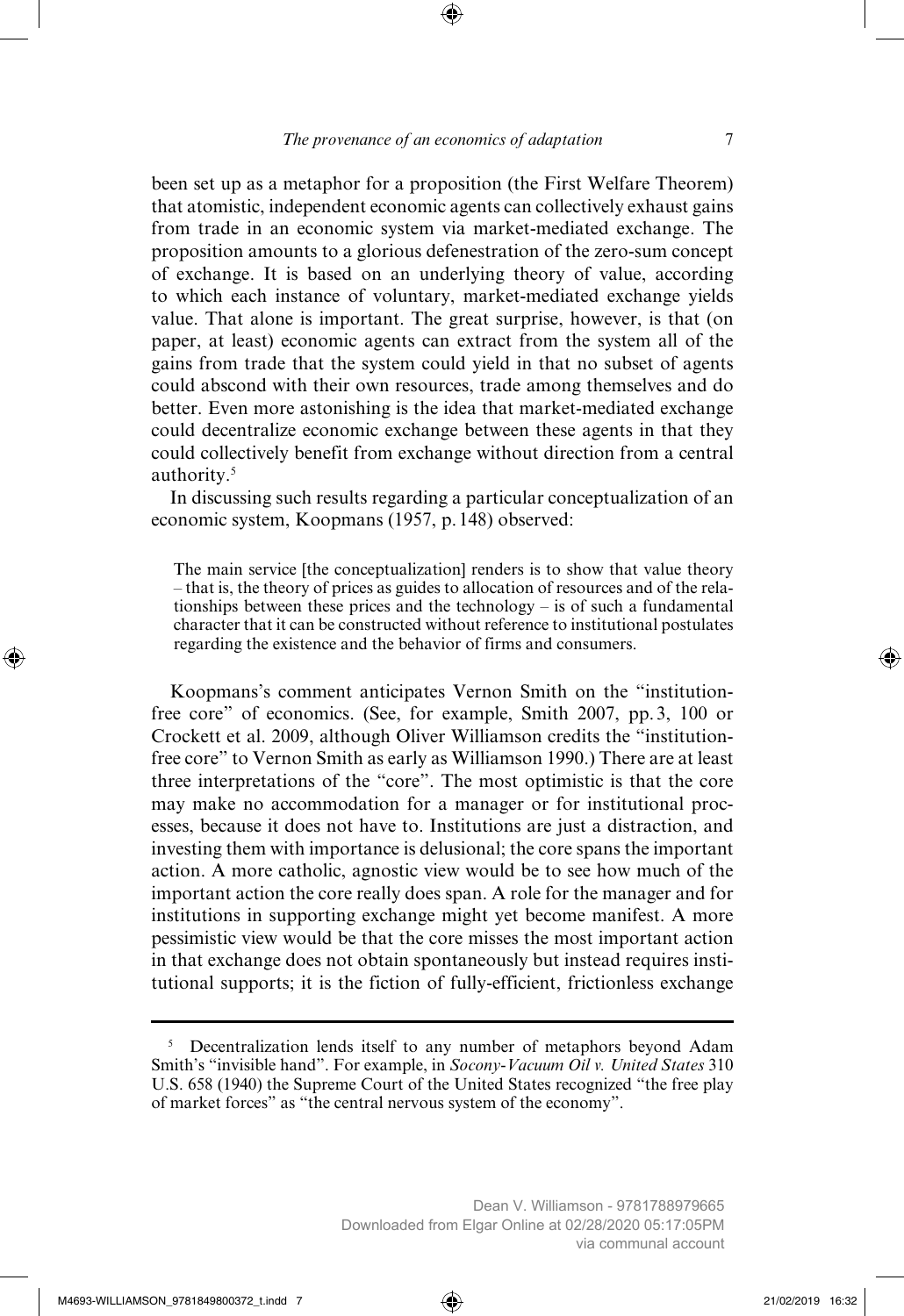been set up as a metaphor for a proposition (the First Welfare Theorem) that atomistic, independent economic agents can collectively exhaust gains from trade in an economic system via market-mediated exchange. The proposition amounts to a glorious defenestration of the zero-sum concept of exchange. It is based on an underlying theory of value, according to which each instance of voluntary, market-mediated exchange yields value. That alone is important. The great surprise, however, is that (on paper, at least) economic agents can extract from the system all of the gains from trade that the system could yield in that no subset of agents could abscond with their own resources, trade among themselves and do better. Even more astonishing is the idea that market-mediated exchange could decentralize economic exchange between these agents in that they could collectively benefit from exchange without direction from a central authority.[5]

In discussing such results regarding a particular conceptualization of an economic system, Koopmans (1957, p. 148) observed:

> The main service [the conceptualization] renders is to show that value theory – that is, the theory of prices as guides to allocation of resources and of the relationships between these prices and the technology – is of such a fundamental character that it can be constructed without reference to institutional postulates regarding the existence and the behavior of firms and consumers.

Koopmans's comment anticipates Vernon Smith on the "institution-free core" of economics. (See, for example, Smith 2007, pp. 3, 100 or Crockett et al. 2009, although Oliver Williamson credits the "institution-free core" to Vernon Smith as early as Williamson 1990.) There are at least three interpretations of the "core". The most optimistic is that the core may make no accommodation for a manager or for institutional processes, because it does not have to. Institutions are just a distraction, and investing them with importance is delusional; the core spans the important action. A more catholic, agnostic view would be to see how much of the important action the core really does span. A role for the manager and for institutions in supporting exchange might yet become manifest. A more pessimistic view would be that the core misses the most important action in that exchange does not obtain spontaneously but instead requires institutional supports; it is the fiction of fully-efficient, frictionless exchange

---

[5] Decentralization lends itself to any number of metaphors beyond Adam Smith's "invisible hand". For example, in *Socony-Vacuum Oil v. United States* 310 U.S. 658 (1940) the Supreme Court of the United States recognized "the free play of market forces" as "the central nervous system of the economy".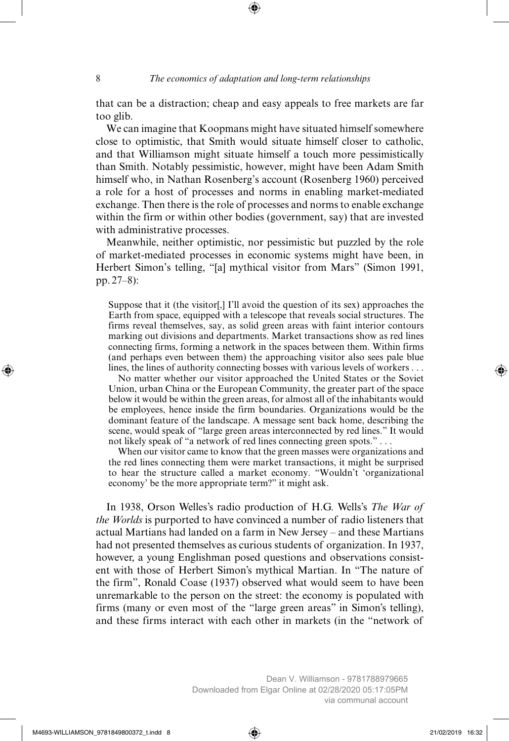that can be a distraction; cheap and easy appeals to free markets are far too glib.

We can imagine that Koopmans might have situated himself somewhere close to optimistic, that Smith would situate himself closer to catholic, and that Williamson might situate himself a touch more pessimistically than Smith. Notably pessimistic, however, might have been Adam Smith himself who, in Nathan Rosenberg's account (Rosenberg 1960) perceived a role for a host of processes and norms in enabling market-mediated exchange. Then there is the role of processes and norms to enable exchange within the firm or within other bodies (government, say) that are invested with administrative processes.

Meanwhile, neither optimistic, nor pessimistic but puzzled by the role of market-mediated processes in economic systems might have been, in Herbert Simon's telling, "[a] mythical visitor from Mars" (Simon 1991, pp. 27–8):

> Suppose that it (the visitor[,] I'll avoid the question of its sex) approaches the Earth from space, equipped with a telescope that reveals social structures. The firms reveal themselves, say, as solid green areas with faint interior contours marking out divisions and departments. Market transactions show as red lines connecting firms, forming a network in the spaces between them. Within firms (and perhaps even between them) the approaching visitor also sees pale blue lines, the lines of authority connecting bosses with various levels of workers . . .
>
> No matter whether our visitor approached the United States or the Soviet Union, urban China or the European Community, the greater part of the space below it would be within the green areas, for almost all of the inhabitants would be employees, hence inside the firm boundaries. Organizations would be the dominant feature of the landscape. A message sent back home, describing the scene, would speak of "large green areas interconnected by red lines." It would not likely speak of "a network of red lines connecting green spots." . . .
>
> When our visitor came to know that the green masses were organizations and the red lines connecting them were market transactions, it might be surprised to hear the structure called a market economy. "Wouldn't 'organizational economy' be the more appropriate term?" it might ask.

In 1938, Orson Welles's radio production of H.G. Wells's *The War of the Worlds* is purported to have convinced a number of radio listeners that actual Martians had landed on a farm in New Jersey – and these Martians had not presented themselves as curious students of organization. In 1937, however, a young Englishman posed questions and observations consistent with those of Herbert Simon's mythical Martian. In "The nature of the firm", Ronald Coase (1937) observed what would seem to have been unremarkable to the person on the street: the economy is populated with firms (many or even most of the "large green areas" in Simon's telling), and these firms interact with each other in markets (in the "network of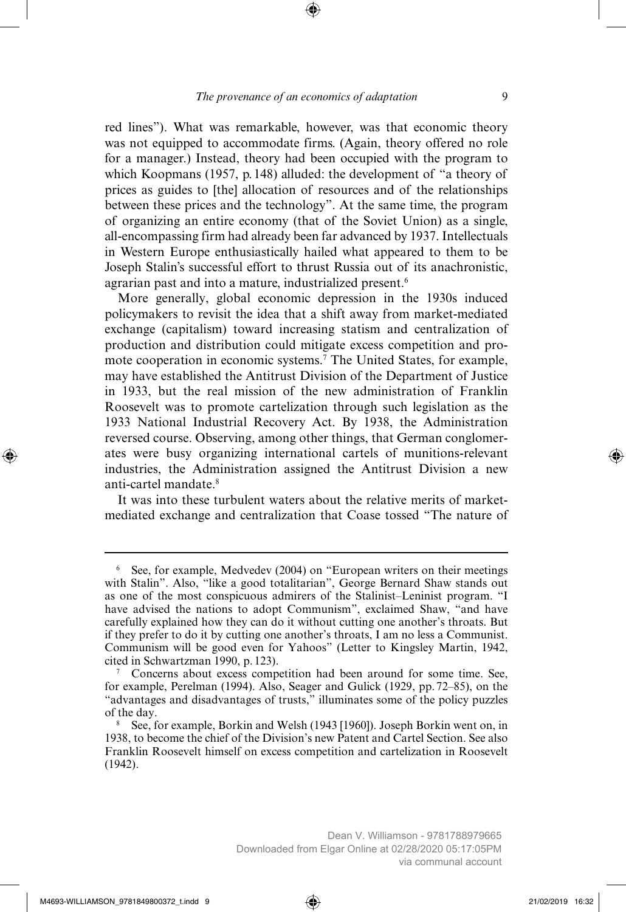red lines"). What was remarkable, however, was that economic theory was not equipped to accommodate firms. (Again, theory offered no role for a manager.) Instead, theory had been occupied with the program to which Koopmans (1957, p. 148) alluded: the development of "a theory of prices as guides to [the] allocation of resources and of the relationships between these prices and the technology". At the same time, the program of organizing an entire economy (that of the Soviet Union) as a single, all-encompassing firm had already been far advanced by 1937. Intellectuals in Western Europe enthusiastically hailed what appeared to them to be Joseph Stalin's successful effort to thrust Russia out of its anachronistic, agrarian past and into a mature, industrialized present.[6]

More generally, global economic depression in the 1930s induced policymakers to revisit the idea that a shift away from market-mediated exchange (capitalism) toward increasing statism and centralization of production and distribution could mitigate excess competition and promote cooperation in economic systems.[7] The United States, for example, may have established the Antitrust Division of the Department of Justice in 1933, but the real mission of the new administration of Franklin Roosevelt was to promote cartelization through such legislation as the 1933 National Industrial Recovery Act. By 1938, the Administration reversed course. Observing, among other things, that German conglomerates were busy organizing international cartels of munitions-relevant industries, the Administration assigned the Antitrust Division a new anti-cartel mandate.[8]

It was into these turbulent waters about the relative merits of market-mediated exchange and centralization that Coase tossed "The nature of

---

[6] See, for example, Medvedev (2004) on "European writers on their meetings with Stalin". Also, "like a good totalitarian", George Bernard Shaw stands out as one of the most conspicuous admirers of the Stalinist–Leninist program. "I have advised the nations to adopt Communism", exclaimed Shaw, "and have carefully explained how they can do it without cutting one another's throats. But if they prefer to do it by cutting one another's throats, I am no less a Communist. Communism will be good even for Yahoos" (Letter to Kingsley Martin, 1942, cited in Schwartzman 1990, p. 123).

[7] Concerns about excess competition had been around for some time. See, for example, Perelman (1994). Also, Seager and Gulick (1929, pp. 72–85), on the "advantages and disadvantages of trusts," illuminates some of the policy puzzles of the day.

[8] See, for example, Borkin and Welsh (1943 [1960]). Joseph Borkin went on, in 1938, to become the chief of the Division's new Patent and Cartel Section. See also Franklin Roosevelt himself on excess competition and cartelization in Roosevelt (1942).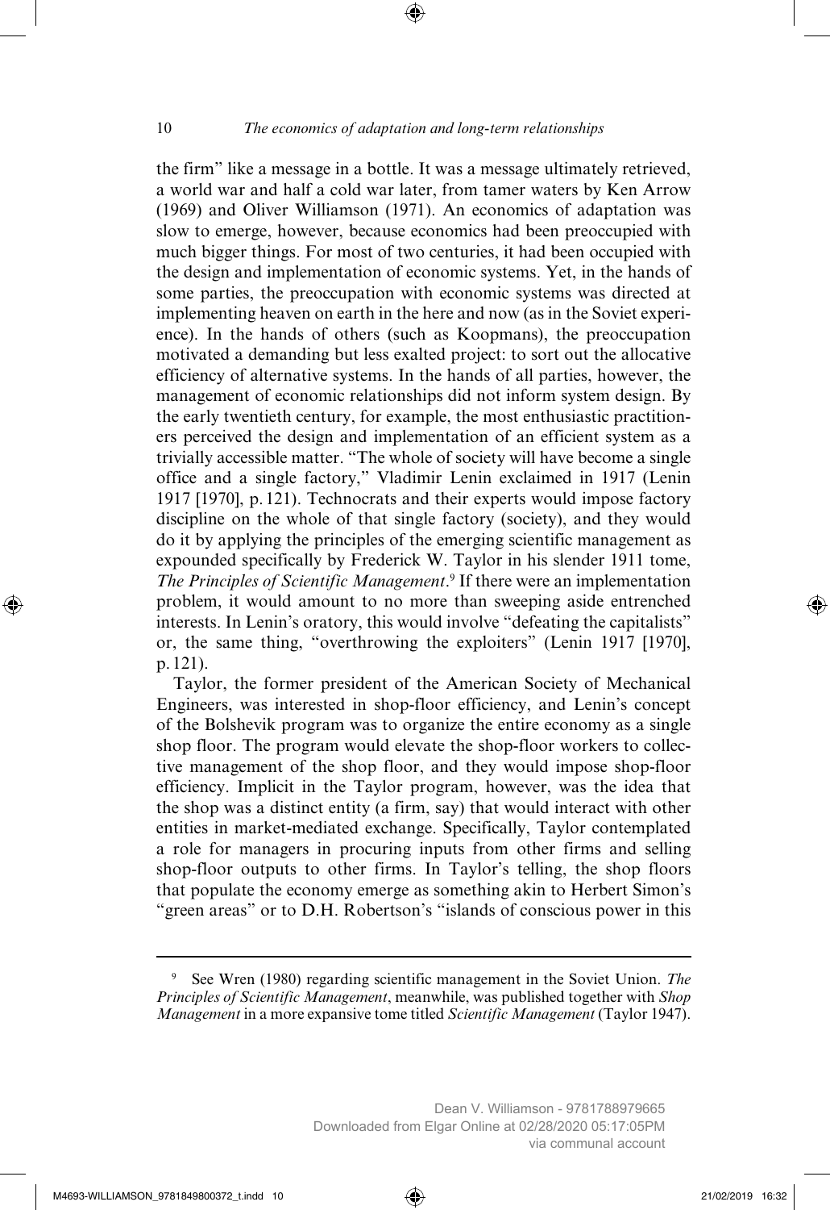the firm" like a message in a bottle. It was a message ultimately retrieved, a world war and half a cold war later, from tamer waters by Ken Arrow (1969) and Oliver Williamson (1971). An economics of adaptation was slow to emerge, however, because economics had been preoccupied with much bigger things. For most of two centuries, it had been occupied with the design and implementation of economic systems. Yet, in the hands of some parties, the preoccupation with economic systems was directed at implementing heaven on earth in the here and now (as in the Soviet experience). In the hands of others (such as Koopmans), the preoccupation motivated a demanding but less exalted project: to sort out the allocative efficiency of alternative systems. In the hands of all parties, however, the management of economic relationships did not inform system design. By the early twentieth century, for example, the most enthusiastic practitioners perceived the design and implementation of an efficient system as a trivially accessible matter. "The whole of society will have become a single office and a single factory," Vladimir Lenin exclaimed in 1917 (Lenin 1917 [1970], p. 121). Technocrats and their experts would impose factory discipline on the whole of that single factory (society), and they would do it by applying the principles of the emerging scientific management as expounded specifically by Frederick W. Taylor in his slender 1911 tome, *The Principles of Scientific Management*.[9] If there were an implementation problem, it would amount to no more than sweeping aside entrenched interests. In Lenin's oratory, this would involve "defeating the capitalists" or, the same thing, "overthrowing the exploiters" (Lenin 1917 [1970], p. 121).

Taylor, the former president of the American Society of Mechanical Engineers, was interested in shop-floor efficiency, and Lenin's concept of the Bolshevik program was to organize the entire economy as a single shop floor. The program would elevate the shop-floor workers to collective management of the shop floor, and they would impose shop-floor efficiency. Implicit in the Taylor program, however, was the idea that the shop was a distinct entity (a firm, say) that would interact with other entities in market-mediated exchange. Specifically, Taylor contemplated a role for managers in procuring inputs from other firms and selling shop-floor outputs to other firms. In Taylor's telling, the shop floors that populate the economy emerge as something akin to Herbert Simon's "green areas" or to D.H. Robertson's "islands of conscious power in this

---

[9] See Wren (1980) regarding scientific management in the Soviet Union. *The Principles of Scientific Management*, meanwhile, was published together with *Shop Management* in a more expansive tome titled *Scientific Management* (Taylor 1947).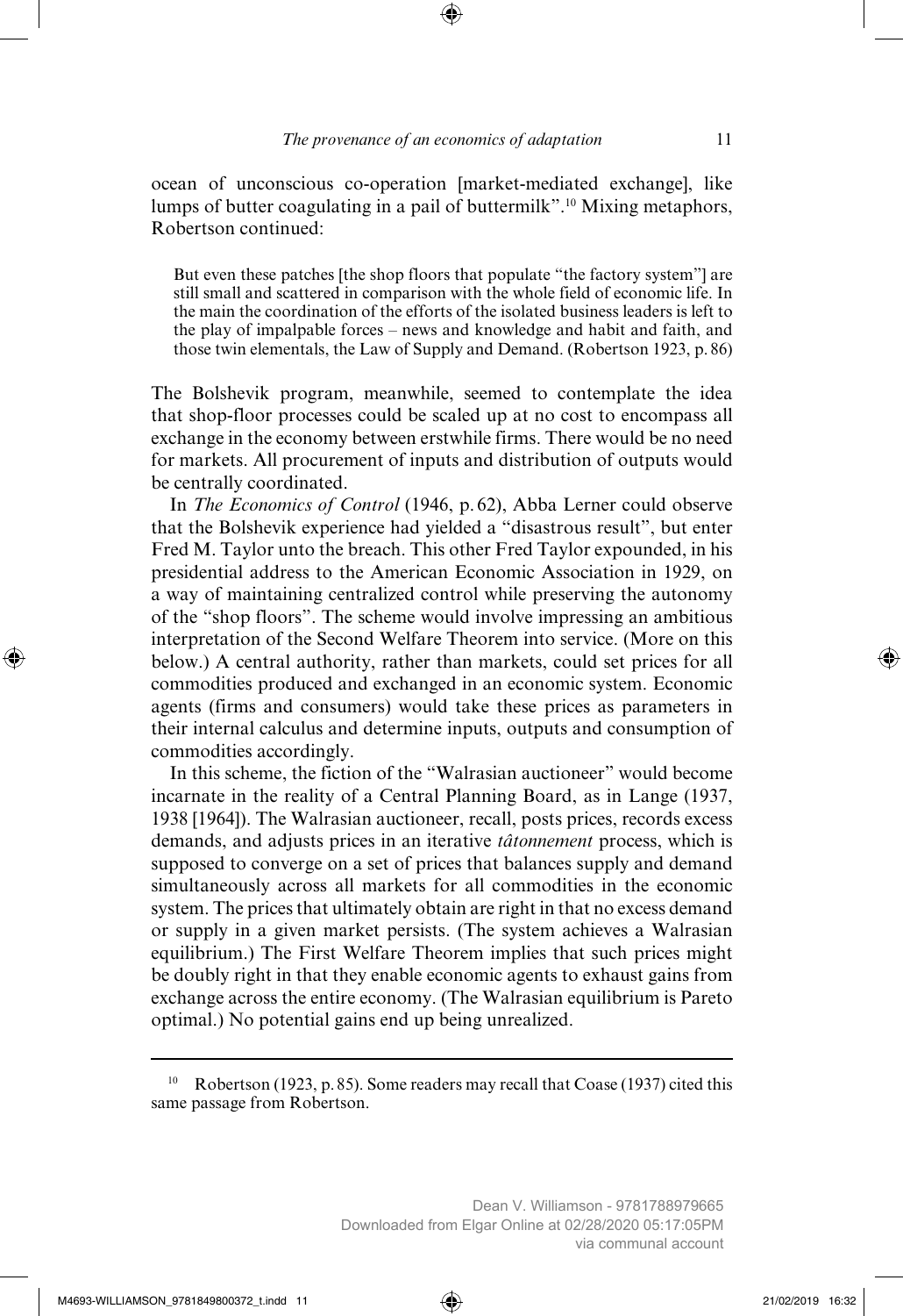ocean of unconscious co-operation [market-mediated exchange], like lumps of butter coagulating in a pail of buttermilk".[10] Mixing metaphors, Robertson continued:

> But even these patches [the shop floors that populate "the factory system"] are still small and scattered in comparison with the whole field of economic life. In the main the coordination of the efforts of the isolated business leaders is left to the play of impalpable forces – news and knowledge and habit and faith, and those twin elementals, the Law of Supply and Demand. (Robertson 1923, p. 86)

The Bolshevik program, meanwhile, seemed to contemplate the idea that shop-floor processes could be scaled up at no cost to encompass all exchange in the economy between erstwhile firms. There would be no need for markets. All procurement of inputs and distribution of outputs would be centrally coordinated.

In *The Economics of Control* (1946, p. 62), Abba Lerner could observe that the Bolshevik experience had yielded a "disastrous result", but enter Fred M. Taylor unto the breach. This other Fred Taylor expounded, in his presidential address to the American Economic Association in 1929, on a way of maintaining centralized control while preserving the autonomy of the "shop floors". The scheme would involve impressing an ambitious interpretation of the Second Welfare Theorem into service. (More on this below.) A central authority, rather than markets, could set prices for all commodities produced and exchanged in an economic system. Economic agents (firms and consumers) would take these prices as parameters in their internal calculus and determine inputs, outputs and consumption of commodities accordingly.

In this scheme, the fiction of the "Walrasian auctioneer" would become incarnate in the reality of a Central Planning Board, as in Lange (1937, 1938 [1964]). The Walrasian auctioneer, recall, posts prices, records excess demands, and adjusts prices in an iterative *tâtonnement* process, which is supposed to converge on a set of prices that balances supply and demand simultaneously across all markets for all commodities in the economic system. The prices that ultimately obtain are right in that no excess demand or supply in a given market persists. (The system achieves a Walrasian equilibrium.) The First Welfare Theorem implies that such prices might be doubly right in that they enable economic agents to exhaust gains from exchange across the entire economy. (The Walrasian equilibrium is Pareto optimal.) No potential gains end up being unrealized.

---

[10] Robertson (1923, p. 85). Some readers may recall that Coase (1937) cited this same passage from Robertson.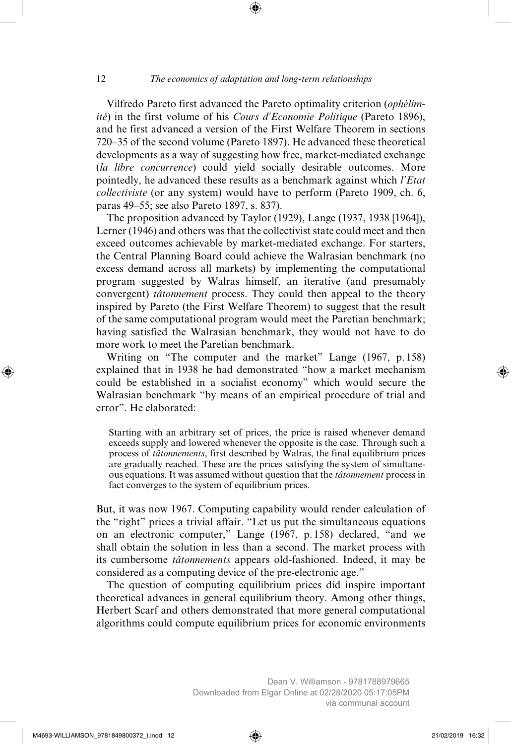Vilfredo Pareto first advanced the Pareto optimality criterion (*ophélimité*) in the first volume of his *Cours d'Economie Politique* (Pareto 1896), and he first advanced a version of the First Welfare Theorem in sections 720–35 of the second volume (Pareto 1897). He advanced these theoretical developments as a way of suggesting how free, market-mediated exchange (*la libre concurrence*) could yield socially desirable outcomes. More pointedly, he advanced these results as a benchmark against which *l'Etat collectiviste* (or any system) would have to perform (Pareto 1909, ch. 6, paras 49–55; see also Pareto 1897, s. 837).

The proposition advanced by Taylor (1929), Lange (1937, 1938 [1964]), Lerner (1946) and others was that the collectivist state could meet and then exceed outcomes achievable by market-mediated exchange. For starters, the Central Planning Board could achieve the Walrasian benchmark (no excess demand across all markets) by implementing the computational program suggested by Walras himself, an iterative (and presumably convergent) *tâtonnement* process. They could then appeal to the theory inspired by Pareto (the First Welfare Theorem) to suggest that the result of the same computational program would meet the Paretian benchmark; having satisfied the Walrasian benchmark, they would not have to do more work to meet the Paretian benchmark.

Writing on "The computer and the market" Lange (1967, p. 158) explained that in 1938 he had demonstrated "how a market mechanism could be established in a socialist economy" which would secure the Walrasian benchmark "by means of an empirical procedure of trial and error". He elaborated:

> Starting with an arbitrary set of prices, the price is raised whenever demand exceeds supply and lowered whenever the opposite is the case. Through such a process of *tâtonnements*, first described by Walras, the final equilibrium prices are gradually reached. These are the prices satisfying the system of simultaneous equations. It was assumed without question that the *tâtonnement* process in fact converges to the system of equilibrium prices.

But, it was now 1967. Computing capability would render calculation of the "right" prices a trivial affair. "Let us put the simultaneous equations on an electronic computer," Lange (1967, p. 158) declared, "and we shall obtain the solution in less than a second. The market process with its cumbersome *tâtonnements* appears old-fashioned. Indeed, it may be considered as a computing device of the pre-electronic age."

The question of computing equilibrium prices did inspire important theoretical advances in general equilibrium theory. Among other things, Herbert Scarf and others demonstrated that more general computational algorithms could compute equilibrium prices for economic environments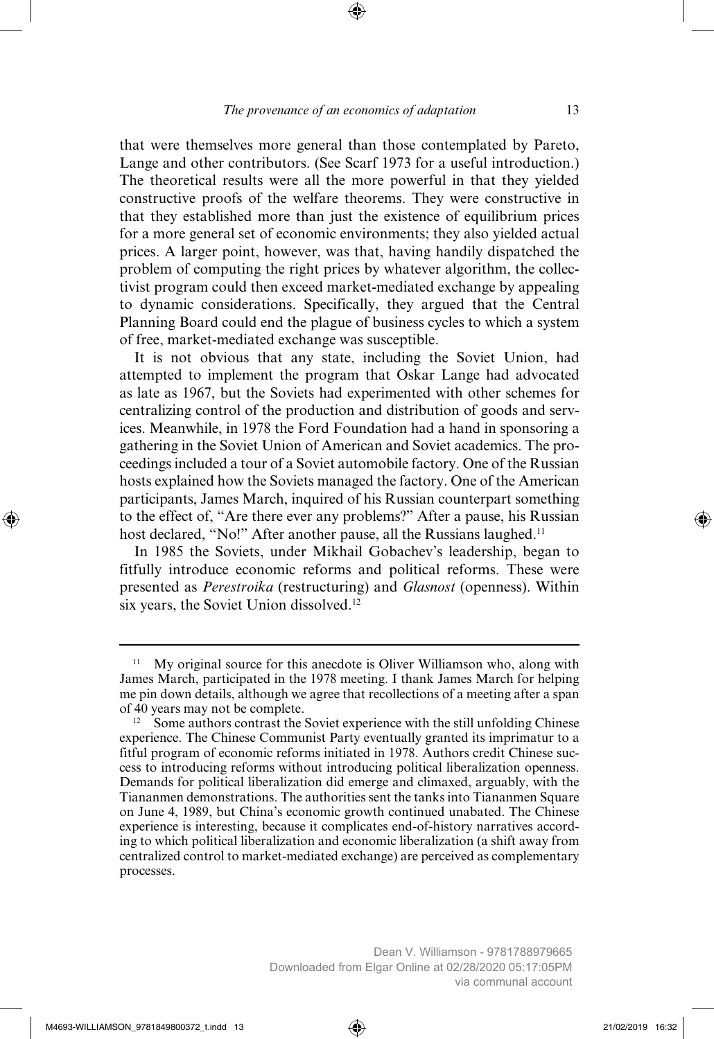that were themselves more general than those contemplated by Pareto, Lange and other contributors. (See Scarf 1973 for a useful introduction.) The theoretical results were all the more powerful in that they yielded constructive proofs of the welfare theorems. They were constructive in that they established more than just the existence of equilibrium prices for a more general set of economic environments; they also yielded actual prices. A larger point, however, was that, having handily dispatched the problem of computing the right prices by whatever algorithm, the collectivist program could then exceed market-mediated exchange by appealing to dynamic considerations. Specifically, they argued that the Central Planning Board could end the plague of business cycles to which a system of free, market-mediated exchange was susceptible.

It is not obvious that any state, including the Soviet Union, had attempted to implement the program that Oskar Lange had advocated as late as 1967, but the Soviets had experimented with other schemes for centralizing control of the production and distribution of goods and services. Meanwhile, in 1978 the Ford Foundation had a hand in sponsoring a gathering in the Soviet Union of American and Soviet academics. The proceedings included a tour of a Soviet automobile factory. One of the Russian hosts explained how the Soviets managed the factory. One of the American participants, James March, inquired of his Russian counterpart something to the effect of, "Are there ever any problems?" After a pause, his Russian host declared, "No!" After another pause, all the Russians laughed.[11]

In 1985 the Soviets, under Mikhail Gobachev's leadership, began to fitfully introduce economic reforms and political reforms. These were presented as *Perestroika* (restructuring) and *Glasnost* (openness). Within six years, the Soviet Union dissolved.[12]

---

[11] My original source for this anecdote is Oliver Williamson who, along with James March, participated in the 1978 meeting. I thank James March for helping me pin down details, although we agree that recollections of a meeting after a span of 40 years may not be complete.

[12] Some authors contrast the Soviet experience with the still unfolding Chinese experience. The Chinese Communist Party eventually granted its imprimatur to a fitful program of economic reforms initiated in 1978. Authors credit Chinese success to introducing reforms without introducing political liberalization openness. Demands for political liberalization did emerge and climaxed, arguably, with the Tiananmen demonstrations. The authorities sent the tanks into Tiananmen Square on June 4, 1989, but China's economic growth continued unabated. The Chinese experience is interesting, because it complicates end-of-history narratives according to which political liberalization and economic liberalization (a shift away from centralized control to market-mediated exchange) are perceived as complementary processes.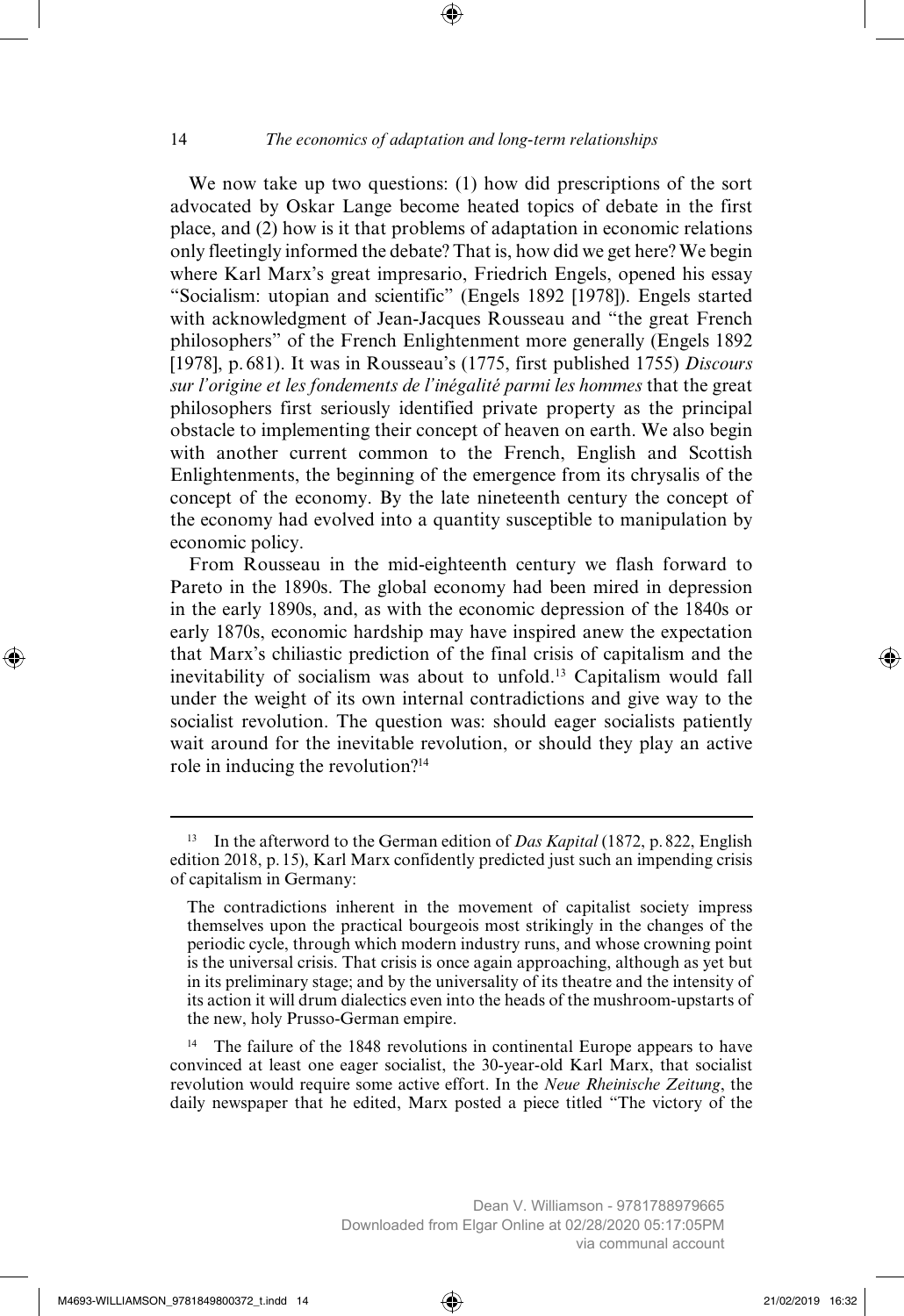We now take up two questions: (1) how did prescriptions of the sort advocated by Oskar Lange become heated topics of debate in the first place, and (2) how is it that problems of adaptation in economic relations only fleetingly informed the debate? That is, how did we get here? We begin where Karl Marx's great impresario, Friedrich Engels, opened his essay "Socialism: utopian and scientific" (Engels 1892 [1978]). Engels started with acknowledgment of Jean-Jacques Rousseau and "the great French philosophers" of the French Enlightenment more generally (Engels 1892 [1978], p. 681). It was in Rousseau's (1775, first published 1755) *Discours sur l'origine et les fondements de l'inégalité parmi les hommes* that the great philosophers first seriously identified private property as the principal obstacle to implementing their concept of heaven on earth. We also begin with another current common to the French, English and Scottish Enlightenments, the beginning of the emergence from its chrysalis of the concept of the economy. By the late nineteenth century the concept of the economy had evolved into a quantity susceptible to manipulation by economic policy.

From Rousseau in the mid-eighteenth century we flash forward to Pareto in the 1890s. The global economy had been mired in depression in the early 1890s, and, as with the economic depression of the 1840s or early 1870s, economic hardship may have inspired anew the expectation that Marx's chiliastic prediction of the final crisis of capitalism and the inevitability of socialism was about to unfold.[13] Capitalism would fall under the weight of its own internal contradictions and give way to the socialist revolution. The question was: should eager socialists patiently wait around for the inevitable revolution, or should they play an active role in inducing the revolution?[14]

---

[13] In the afterword to the German edition of *Das Kapital* (1872, p. 822, English edition 2018, p. 15), Karl Marx confidently predicted just such an impending crisis of capitalism in Germany:

> The contradictions inherent in the movement of capitalist society impress themselves upon the practical bourgeois most strikingly in the changes of the periodic cycle, through which modern industry runs, and whose crowning point is the universal crisis. That crisis is once again approaching, although as yet but in its preliminary stage; and by the universality of its theatre and the intensity of its action it will drum dialectics even into the heads of the mushroom-upstarts of the new, holy Prusso-German empire.

[14] The failure of the 1848 revolutions in continental Europe appears to have convinced at least one eager socialist, the 30-year-old Karl Marx, that socialist revolution would require some active effort. In the *Neue Rheinische Zeitung*, the daily newspaper that he edited, Marx posted a piece titled "The victory of the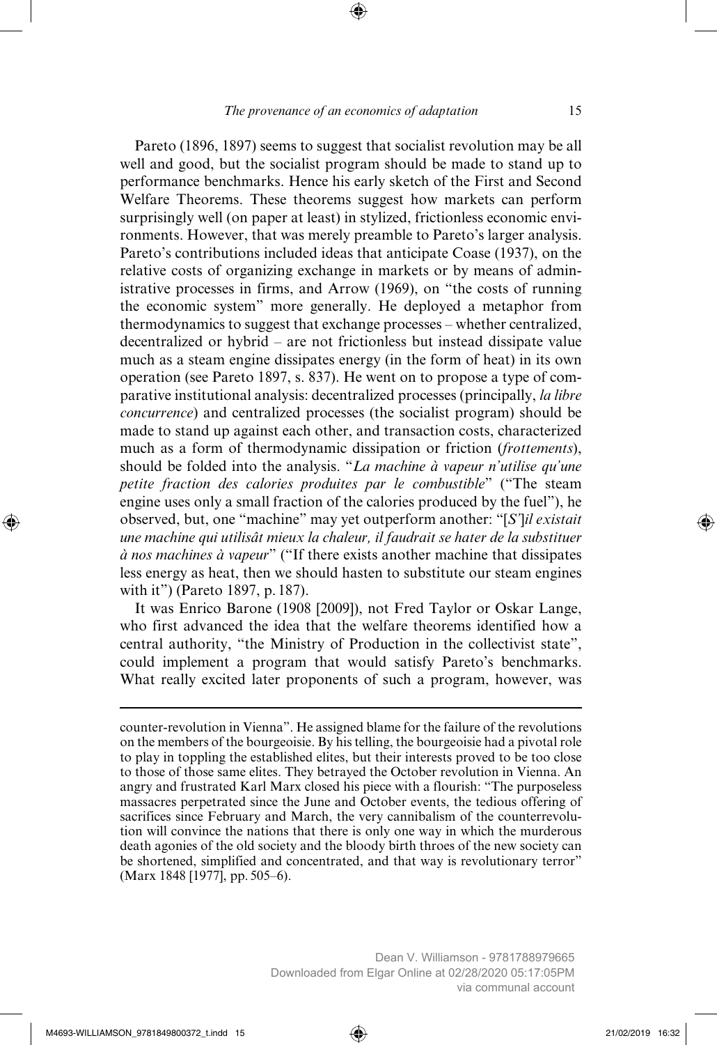Pareto (1896, 1897) seems to suggest that socialist revolution may be all well and good, but the socialist program should be made to stand up to performance benchmarks. Hence his early sketch of the First and Second Welfare Theorems. These theorems suggest how markets can perform surprisingly well (on paper at least) in stylized, frictionless economic environments. However, that was merely preamble to Pareto's larger analysis. Pareto's contributions included ideas that anticipate Coase (1937), on the relative costs of organizing exchange in markets or by means of administrative processes in firms, and Arrow (1969), on "the costs of running the economic system" more generally. He deployed a metaphor from thermodynamics to suggest that exchange processes – whether centralized, decentralized or hybrid – are not frictionless but instead dissipate value much as a steam engine dissipates energy (in the form of heat) in its own operation (see Pareto 1897, s. 837). He went on to propose a type of comparative institutional analysis: decentralized processes (principally, *la libre concurrence*) and centralized processes (the socialist program) should be made to stand up against each other, and transaction costs, characterized much as a form of thermodynamic dissipation or friction (*frottements*), should be folded into the analysis. "*La machine à vapeur n'utilise qu'une petite fraction des calories produites par le combustible*" ("The steam engine uses only a small fraction of the calories produced by the fuel"), he observed, but, one "machine" may yet outperform another: "[*S'*]*il existait une machine qui utilisât mieux la chaleur, il faudrait se hater de la substituer à nos machines à vapeur*" ("If there exists another machine that dissipates less energy as heat, then we should hasten to substitute our steam engines with it") (Pareto 1897, p. 187).

It was Enrico Barone (1908 [2009]), not Fred Taylor or Oskar Lange, who first advanced the idea that the welfare theorems identified how a central authority, "the Ministry of Production in the collectivist state", could implement a program that would satisfy Pareto's benchmarks. What really excited later proponents of such a program, however, was

---

counter-revolution in Vienna". He assigned blame for the failure of the revolutions on the members of the bourgeoisie. By his telling, the bourgeoisie had a pivotal role to play in toppling the established elites, but their interests proved to be too close to those of those same elites. They betrayed the October revolution in Vienna. An angry and frustrated Karl Marx closed his piece with a flourish: "The purposeless massacres perpetrated since the June and October events, the tedious offering of sacrifices since February and March, the very cannibalism of the counterrevolution will convince the nations that there is only one way in which the murderous death agonies of the old society and the bloody birth throes of the new society can be shortened, simplified and concentrated, and that way is revolutionary terror" (Marx 1848 [1977], pp. 505–6).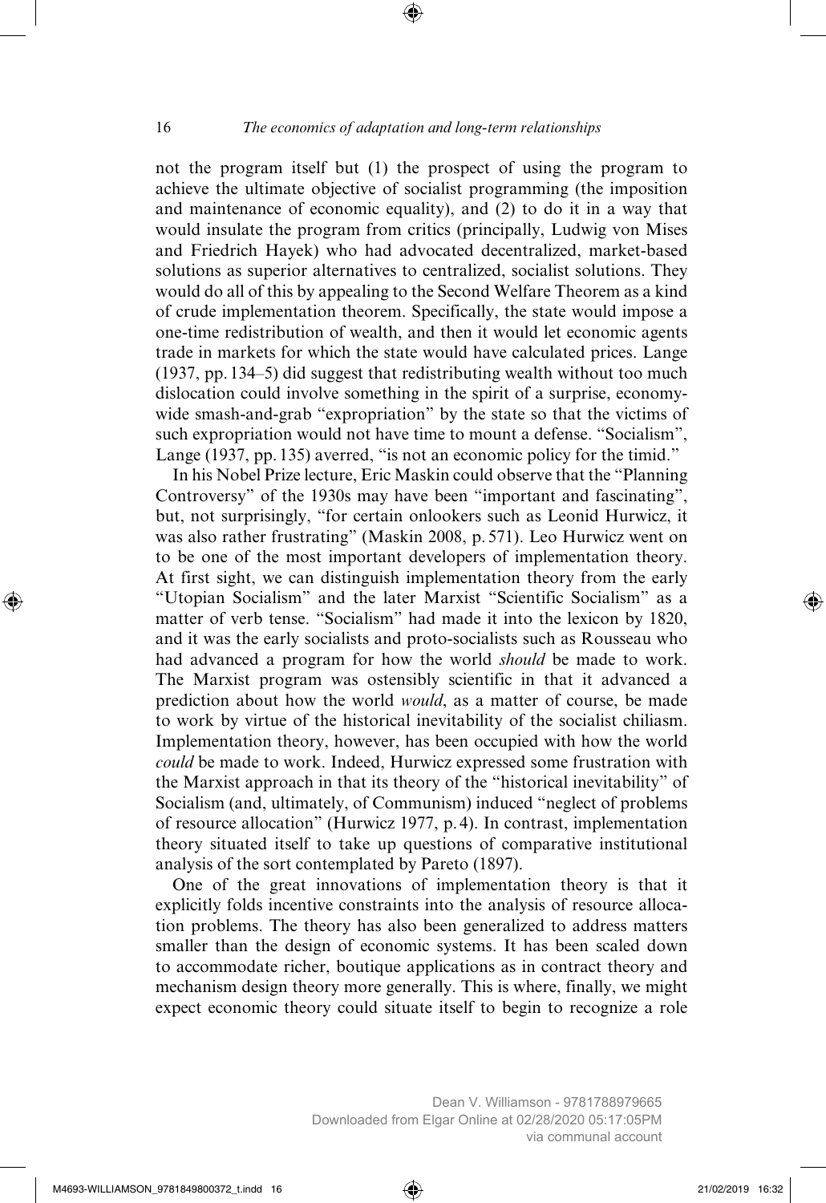not the program itself but (1) the prospect of using the program to achieve the ultimate objective of socialist programming (the imposition and maintenance of economic equality), and (2) to do it in a way that would insulate the program from critics (principally, Ludwig von Mises and Friedrich Hayek) who had advocated decentralized, market-based solutions as superior alternatives to centralized, socialist solutions. They would do all of this by appealing to the Second Welfare Theorem as a kind of crude implementation theorem. Specifically, the state would impose a one-time redistribution of wealth, and then it would let economic agents trade in markets for which the state would have calculated prices. Lange (1937, pp. 134–5) did suggest that redistributing wealth without too much dislocation could involve something in the spirit of a surprise, economy-wide smash-and-grab "expropriation" by the state so that the victims of such expropriation would not have time to mount a defense. "Socialism", Lange (1937, pp. 135) averred, "is not an economic policy for the timid."

In his Nobel Prize lecture, Eric Maskin could observe that the "Planning Controversy" of the 1930s may have been "important and fascinating", but, not surprisingly, "for certain onlookers such as Leonid Hurwicz, it was also rather frustrating" (Maskin 2008, p. 571). Leo Hurwicz went on to be one of the most important developers of implementation theory. At first sight, we can distinguish implementation theory from the early "Utopian Socialism" and the later Marxist "Scientific Socialism" as a matter of verb tense. "Socialism" had made it into the lexicon by 1820, and it was the early socialists and proto-socialists such as Rousseau who had advanced a program for how the world *should* be made to work. The Marxist program was ostensibly scientific in that it advanced a prediction about how the world *would*, as a matter of course, be made to work by virtue of the historical inevitability of the socialist chiliasm. Implementation theory, however, has been occupied with how the world *could* be made to work. Indeed, Hurwicz expressed some frustration with the Marxist approach in that its theory of the "historical inevitability" of Socialism (and, ultimately, of Communism) induced "neglect of problems of resource allocation" (Hurwicz 1977, p. 4). In contrast, implementation theory situated itself to take up questions of comparative institutional analysis of the sort contemplated by Pareto (1897).

One of the great innovations of implementation theory is that it explicitly folds incentive constraints into the analysis of resource allocation problems. The theory has also been generalized to address matters smaller than the design of economic systems. It has been scaled down to accommodate richer, boutique applications as in contract theory and mechanism design theory more generally. This is where, finally, we might expect economic theory could situate itself to begin to recognize a role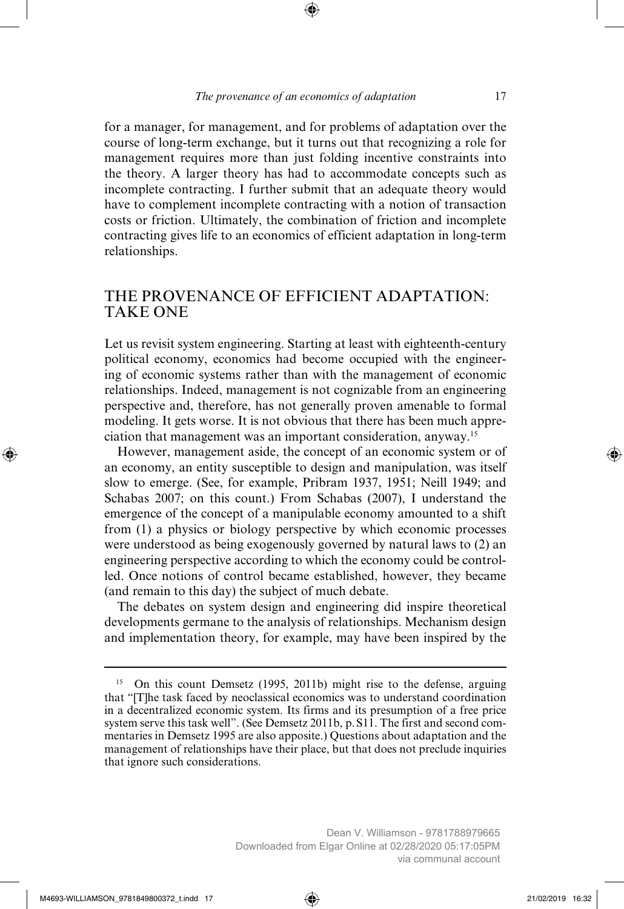for a manager, for management, and for problems of adaptation over the course of long-term exchange, but it turns out that recognizing a role for management requires more than just folding incentive constraints into the theory. A larger theory has had to accommodate concepts such as incomplete contracting. I further submit that an adequate theory would have to complement incomplete contracting with a notion of transaction costs or friction. Ultimately, the combination of friction and incomplete contracting gives life to an economics of efficient adaptation in long-term relationships.

## THE PROVENANCE OF EFFICIENT ADAPTATION: TAKE ONE

Let us revisit system engineering. Starting at least with eighteenth-century political economy, economics had become occupied with the engineering of economic systems rather than with the management of economic relationships. Indeed, management is not cognizable from an engineering perspective and, therefore, has not generally proven amenable to formal modeling. It gets worse. It is not obvious that there has been much appreciation that management was an important consideration, anyway.[15]

However, management aside, the concept of an economic system or of an economy, an entity susceptible to design and manipulation, was itself slow to emerge. (See, for example, Pribram 1937, 1951; Neill 1949; and Schabas 2007; on this count.) From Schabas (2007), I understand the emergence of the concept of a manipulable economy amounted to a shift from (1) a physics or biology perspective by which economic processes were understood as being exogenously governed by natural laws to (2) an engineering perspective according to which the economy could be controlled. Once notions of control became established, however, they became (and remain to this day) the subject of much debate.

The debates on system design and engineering did inspire theoretical developments germane to the analysis of relationships. Mechanism design and implementation theory, for example, may have been inspired by the

---

[15] On this count Demsetz (1995, 2011b) might rise to the defense, arguing that "[T]he task faced by neoclassical economics was to understand coordination in a decentralized economic system. Its firms and its presumption of a free price system serve this task well". (See Demsetz 2011b, p. S11. The first and second commentaries in Demsetz 1995 are also apposite.) Questions about adaptation and the management of relationships have their place, but that does not preclude inquiries that ignore such considerations.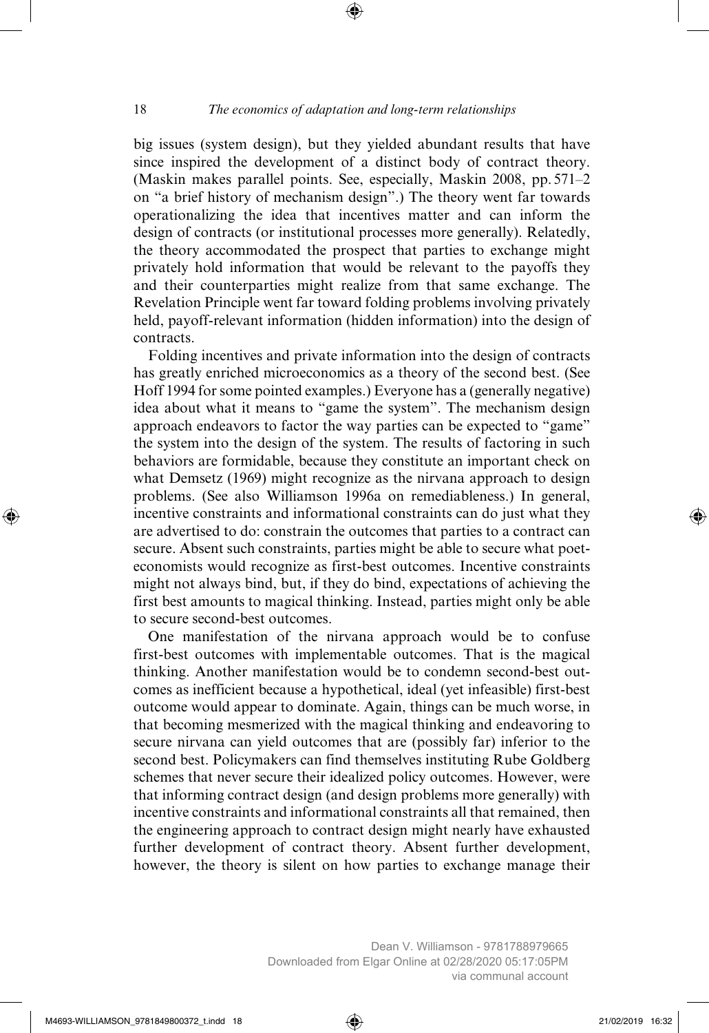big issues (system design), but they yielded abundant results that have since inspired the development of a distinct body of contract theory. (Maskin makes parallel points. See, especially, Maskin 2008, pp. 571–2 on "a brief history of mechanism design".) The theory went far towards operationalizing the idea that incentives matter and can inform the design of contracts (or institutional processes more generally). Relatedly, the theory accommodated the prospect that parties to exchange might privately hold information that would be relevant to the payoffs they and their counterparties might realize from that same exchange. The Revelation Principle went far toward folding problems involving privately held, payoff-relevant information (hidden information) into the design of contracts.

Folding incentives and private information into the design of contracts has greatly enriched microeconomics as a theory of the second best. (See Hoff 1994 for some pointed examples.) Everyone has a (generally negative) idea about what it means to "game the system". The mechanism design approach endeavors to factor the way parties can be expected to "game" the system into the design of the system. The results of factoring in such behaviors are formidable, because they constitute an important check on what Demsetz (1969) might recognize as the nirvana approach to design problems. (See also Williamson 1996a on remediableness.) In general, incentive constraints and informational constraints can do just what they are advertised to do: constrain the outcomes that parties to a contract can secure. Absent such constraints, parties might be able to secure what poet-economists would recognize as first-best outcomes. Incentive constraints might not always bind, but, if they do bind, expectations of achieving the first best amounts to magical thinking. Instead, parties might only be able to secure second-best outcomes.

One manifestation of the nirvana approach would be to confuse first-best outcomes with implementable outcomes. That is the magical thinking. Another manifestation would be to condemn second-best outcomes as inefficient because a hypothetical, ideal (yet infeasible) first-best outcome would appear to dominate. Again, things can be much worse, in that becoming mesmerized with the magical thinking and endeavoring to secure nirvana can yield outcomes that are (possibly far) inferior to the second best. Policymakers can find themselves instituting Rube Goldberg schemes that never secure their idealized policy outcomes. However, were that informing contract design (and design problems more generally) with incentive constraints and informational constraints all that remained, then the engineering approach to contract design might nearly have exhausted further development of contract theory. Absent further development, however, the theory is silent on how parties to exchange manage their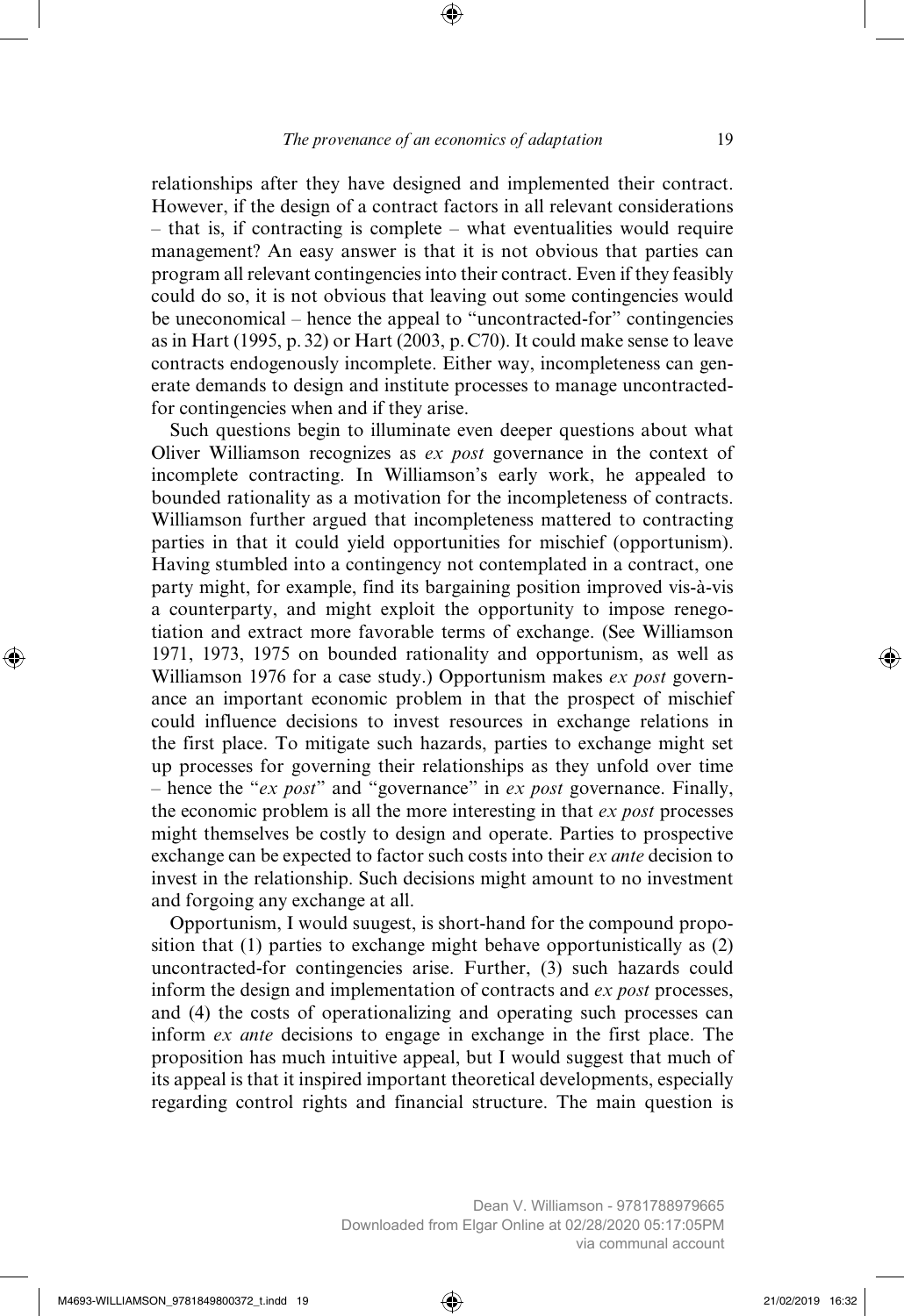relationships after they have designed and implemented their contract. However, if the design of a contract factors in all relevant considerations – that is, if contracting is complete – what eventualities would require management? An easy answer is that it is not obvious that parties can program all relevant contingencies into their contract. Even if they feasibly could do so, it is not obvious that leaving out some contingencies would be uneconomical – hence the appeal to "uncontracted-for" contingencies as in Hart (1995, p. 32) or Hart (2003, p. C70). It could make sense to leave contracts endogenously incomplete. Either way, incompleteness can generate demands to design and institute processes to manage uncontracted-for contingencies when and if they arise.

Such questions begin to illuminate even deeper questions about what Oliver Williamson recognizes as *ex post* governance in the context of incomplete contracting. In Williamson's early work, he appealed to bounded rationality as a motivation for the incompleteness of contracts. Williamson further argued that incompleteness mattered to contracting parties in that it could yield opportunities for mischief (opportunism). Having stumbled into a contingency not contemplated in a contract, one party might, for example, find its bargaining position improved vis-à-vis a counterparty, and might exploit the opportunity to impose renegotiation and extract more favorable terms of exchange. (See Williamson 1971, 1973, 1975 on bounded rationality and opportunism, as well as Williamson 1976 for a case study.) Opportunism makes *ex post* governance an important economic problem in that the prospect of mischief could influence decisions to invest resources in exchange relations in the first place. To mitigate such hazards, parties to exchange might set up processes for governing their relationships as they unfold over time – hence the "*ex post*" and "governance" in *ex post* governance. Finally, the economic problem is all the more interesting in that *ex post* processes might themselves be costly to design and operate. Parties to prospective exchange can be expected to factor such costs into their *ex ante* decision to invest in the relationship. Such decisions might amount to no investment and forgoing any exchange at all.

Opportunism, I would suugest, is short-hand for the compound proposition that (1) parties to exchange might behave opportunistically as (2) uncontracted-for contingencies arise. Further, (3) such hazards could inform the design and implementation of contracts and *ex post* processes, and (4) the costs of operationalizing and operating such processes can inform *ex ante* decisions to engage in exchange in the first place. The proposition has much intuitive appeal, but I would suggest that much of its appeal is that it inspired important theoretical developments, especially regarding control rights and financial structure. The main question is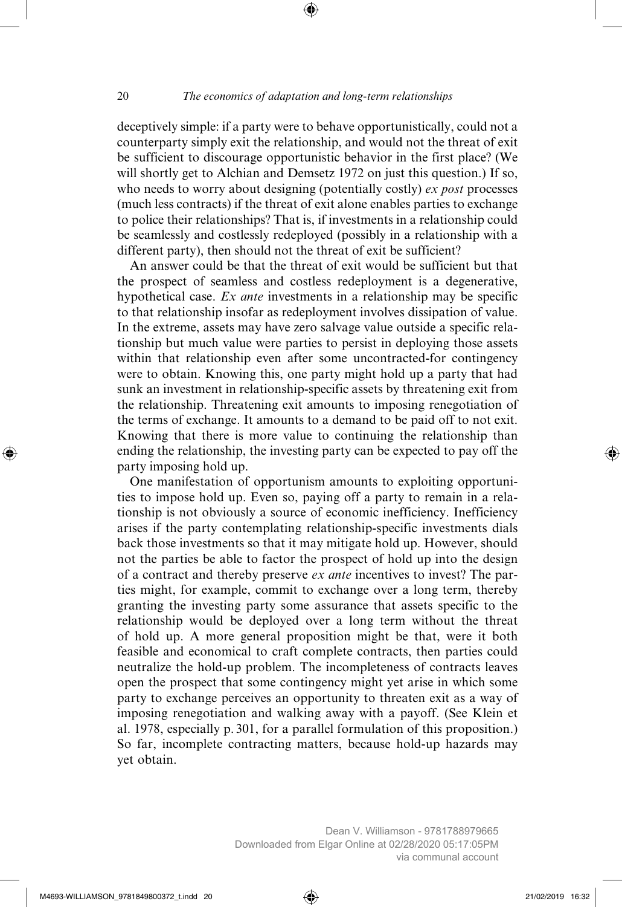deceptively simple: if a party were to behave opportunistically, could not a counterparty simply exit the relationship, and would not the threat of exit be sufficient to discourage opportunistic behavior in the first place? (We will shortly get to Alchian and Demsetz 1972 on just this question.) If so, who needs to worry about designing (potentially costly) *ex post* processes (much less contracts) if the threat of exit alone enables parties to exchange to police their relationships? That is, if investments in a relationship could be seamlessly and costlessly redeployed (possibly in a relationship with a different party), then should not the threat of exit be sufficient?

An answer could be that the threat of exit would be sufficient but that the prospect of seamless and costless redeployment is a degenerative, hypothetical case. *Ex ante* investments in a relationship may be specific to that relationship insofar as redeployment involves dissipation of value. In the extreme, assets may have zero salvage value outside a specific relationship but much value were parties to persist in deploying those assets within that relationship even after some uncontracted-for contingency were to obtain. Knowing this, one party might hold up a party that had sunk an investment in relationship-specific assets by threatening exit from the relationship. Threatening exit amounts to imposing renegotiation of the terms of exchange. It amounts to a demand to be paid off to not exit. Knowing that there is more value to continuing the relationship than ending the relationship, the investing party can be expected to pay off the party imposing hold up.

One manifestation of opportunism amounts to exploiting opportunities to impose hold up. Even so, paying off a party to remain in a relationship is not obviously a source of economic inefficiency. Inefficiency arises if the party contemplating relationship-specific investments dials back those investments so that it may mitigate hold up. However, should not the parties be able to factor the prospect of hold up into the design of a contract and thereby preserve *ex ante* incentives to invest? The parties might, for example, commit to exchange over a long term, thereby granting the investing party some assurance that assets specific to the relationship would be deployed over a long term without the threat of hold up. A more general proposition might be that, were it both feasible and economical to craft complete contracts, then parties could neutralize the hold-up problem. The incompleteness of contracts leaves open the prospect that some contingency might yet arise in which some party to exchange perceives an opportunity to threaten exit as a way of imposing renegotiation and walking away with a payoff. (See Klein et al. 1978, especially p. 301, for a parallel formulation of this proposition.) So far, incomplete contracting matters, because hold-up hazards may yet obtain.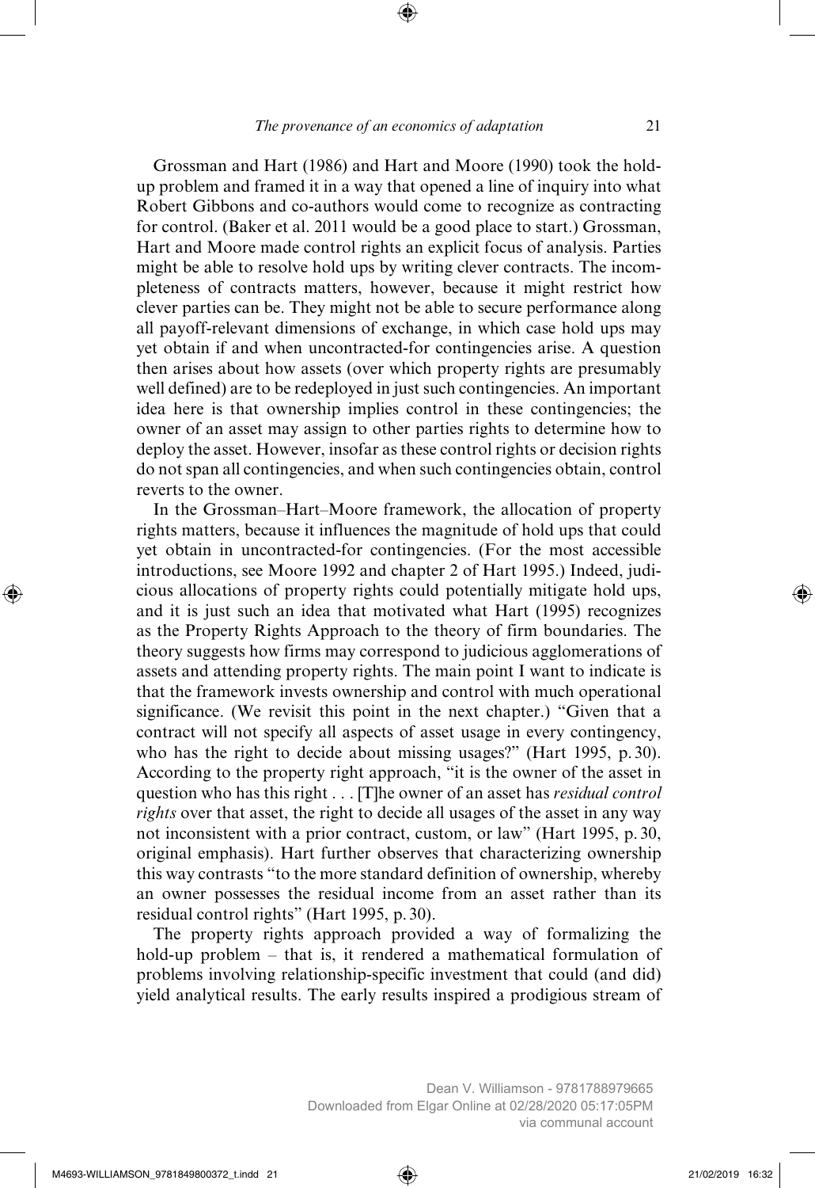Grossman and Hart (1986) and Hart and Moore (1990) took the hold-up problem and framed it in a way that opened a line of inquiry into what Robert Gibbons and co-authors would come to recognize as contracting for control. (Baker et al. 2011 would be a good place to start.) Grossman, Hart and Moore made control rights an explicit focus of analysis. Parties might be able to resolve hold ups by writing clever contracts. The incompleteness of contracts matters, however, because it might restrict how clever parties can be. They might not be able to secure performance along all payoff-relevant dimensions of exchange, in which case hold ups may yet obtain if and when uncontracted-for contingencies arise. A question then arises about how assets (over which property rights are presumably well defined) are to be redeployed in just such contingencies. An important idea here is that ownership implies control in these contingencies; the owner of an asset may assign to other parties rights to determine how to deploy the asset. However, insofar as these control rights or decision rights do not span all contingencies, and when such contingencies obtain, control reverts to the owner.

In the Grossman–Hart–Moore framework, the allocation of property rights matters, because it influences the magnitude of hold ups that could yet obtain in uncontracted-for contingencies. (For the most accessible introductions, see Moore 1992 and chapter 2 of Hart 1995.) Indeed, judicious allocations of property rights could potentially mitigate hold ups, and it is just such an idea that motivated what Hart (1995) recognizes as the Property Rights Approach to the theory of firm boundaries. The theory suggests how firms may correspond to judicious agglomerations of assets and attending property rights. The main point I want to indicate is that the framework invests ownership and control with much operational significance. (We revisit this point in the next chapter.) "Given that a contract will not specify all aspects of asset usage in every contingency, who has the right to decide about missing usages?" (Hart 1995, p. 30). According to the property right approach, "it is the owner of the asset in question who has this right . . . [T]he owner of an asset has *residual control rights* over that asset, the right to decide all usages of the asset in any way not inconsistent with a prior contract, custom, or law" (Hart 1995, p. 30, original emphasis). Hart further observes that characterizing ownership this way contrasts "to the more standard definition of ownership, whereby an owner possesses the residual income from an asset rather than its residual control rights" (Hart 1995, p. 30).

The property rights approach provided a way of formalizing the hold-up problem – that is, it rendered a mathematical formulation of problems involving relationship-specific investment that could (and did) yield analytical results. The early results inspired a prodigious stream of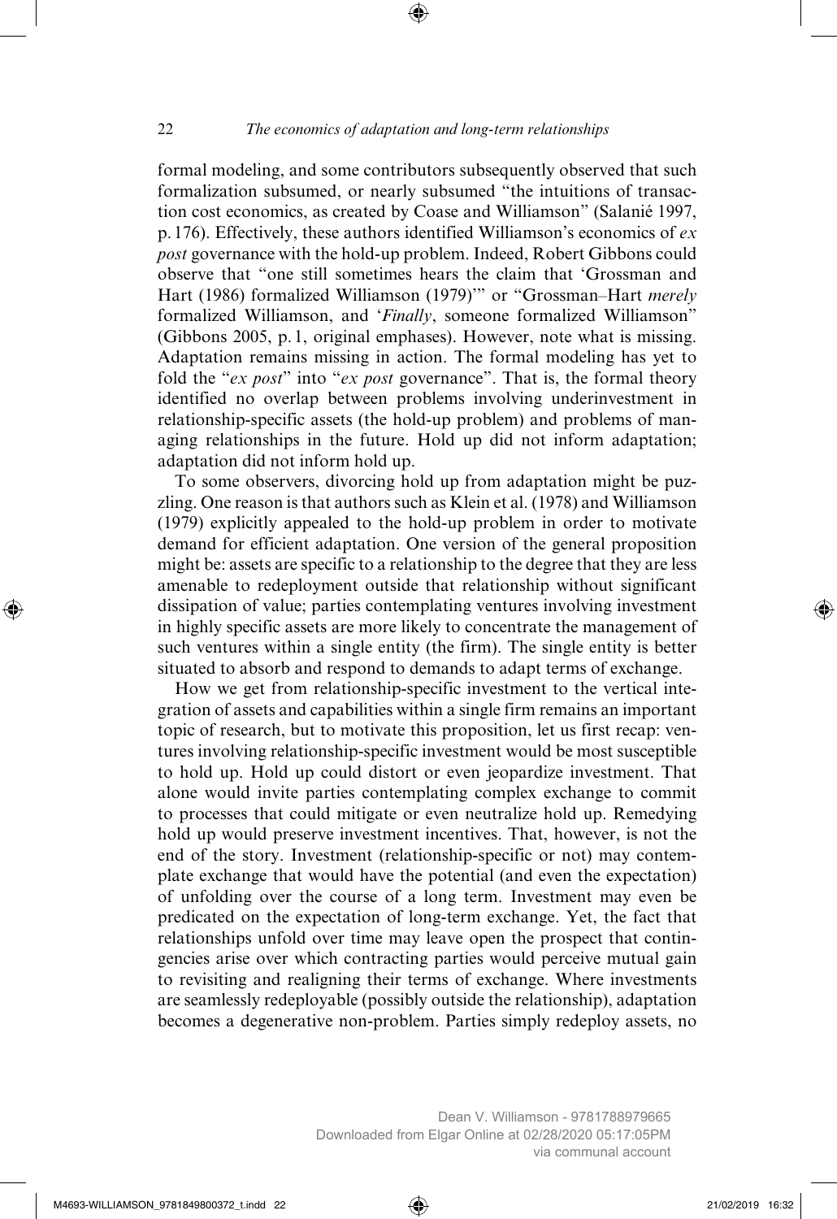formal modeling, and some contributors subsequently observed that such formalization subsumed, or nearly subsumed "the intuitions of transaction cost economics, as created by Coase and Williamson" (Salanié 1997, p. 176). Effectively, these authors identified Williamson's economics of *ex post* governance with the hold-up problem. Indeed, Robert Gibbons could observe that "one still sometimes hears the claim that 'Grossman and Hart (1986) formalized Williamson (1979)'" or "Grossman–Hart *merely* formalized Williamson, and '*Finally*, someone formalized Williamson" (Gibbons 2005, p. 1, original emphases). However, note what is missing. Adaptation remains missing in action. The formal modeling has yet to fold the "*ex post*" into "*ex post* governance". That is, the formal theory identified no overlap between problems involving underinvestment in relationship-specific assets (the hold-up problem) and problems of managing relationships in the future. Hold up did not inform adaptation; adaptation did not inform hold up.

To some observers, divorcing hold up from adaptation might be puzzling. One reason is that authors such as Klein et al. (1978) and Williamson (1979) explicitly appealed to the hold-up problem in order to motivate demand for efficient adaptation. One version of the general proposition might be: assets are specific to a relationship to the degree that they are less amenable to redeployment outside that relationship without significant dissipation of value; parties contemplating ventures involving investment in highly specific assets are more likely to concentrate the management of such ventures within a single entity (the firm). The single entity is better situated to absorb and respond to demands to adapt terms of exchange.

How we get from relationship-specific investment to the vertical integration of assets and capabilities within a single firm remains an important topic of research, but to motivate this proposition, let us first recap: ventures involving relationship-specific investment would be most susceptible to hold up. Hold up could distort or even jeopardize investment. That alone would invite parties contemplating complex exchange to commit to processes that could mitigate or even neutralize hold up. Remedying hold up would preserve investment incentives. That, however, is not the end of the story. Investment (relationship-specific or not) may contemplate exchange that would have the potential (and even the expectation) of unfolding over the course of a long term. Investment may even be predicated on the expectation of long-term exchange. Yet, the fact that relationships unfold over time may leave open the prospect that contingencies arise over which contracting parties would perceive mutual gain to revisiting and realigning their terms of exchange. Where investments are seamlessly redeployable (possibly outside the relationship), adaptation becomes a degenerative non-problem. Parties simply redeploy assets, no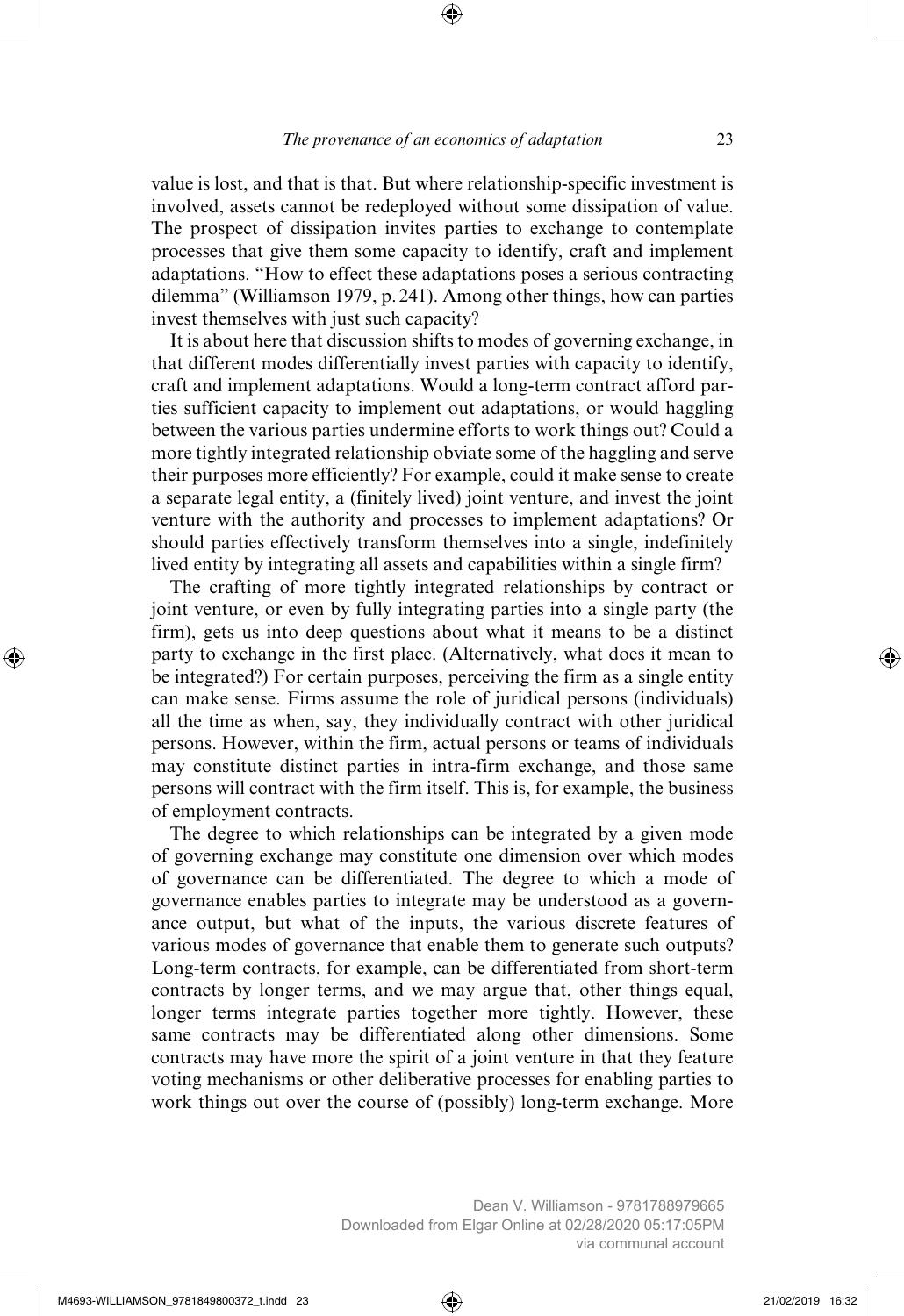value is lost, and that is that. But where relationship-specific investment is involved, assets cannot be redeployed without some dissipation of value. The prospect of dissipation invites parties to exchange to contemplate processes that give them some capacity to identify, craft and implement adaptations. "How to effect these adaptations poses a serious contracting dilemma" (Williamson 1979, p. 241). Among other things, how can parties invest themselves with just such capacity?

It is about here that discussion shifts to modes of governing exchange, in that different modes differentially invest parties with capacity to identify, craft and implement adaptations. Would a long-term contract afford parties sufficient capacity to implement out adaptations, or would haggling between the various parties undermine efforts to work things out? Could a more tightly integrated relationship obviate some of the haggling and serve their purposes more efficiently? For example, could it make sense to create a separate legal entity, a (finitely lived) joint venture, and invest the joint venture with the authority and processes to implement adaptations? Or should parties effectively transform themselves into a single, indefinitely lived entity by integrating all assets and capabilities within a single firm?

The crafting of more tightly integrated relationships by contract or joint venture, or even by fully integrating parties into a single party (the firm), gets us into deep questions about what it means to be a distinct party to exchange in the first place. (Alternatively, what does it mean to be integrated?) For certain purposes, perceiving the firm as a single entity can make sense. Firms assume the role of juridical persons (individuals) all the time as when, say, they individually contract with other juridical persons. However, within the firm, actual persons or teams of individuals may constitute distinct parties in intra-firm exchange, and those same persons will contract with the firm itself. This is, for example, the business of employment contracts.

The degree to which relationships can be integrated by a given mode of governing exchange may constitute one dimension over which modes of governance can be differentiated. The degree to which a mode of governance enables parties to integrate may be understood as a governance output, but what of the inputs, the various discrete features of various modes of governance that enable them to generate such outputs? Long-term contracts, for example, can be differentiated from short-term contracts by longer terms, and we may argue that, other things equal, longer terms integrate parties together more tightly. However, these same contracts may be differentiated along other dimensions. Some contracts may have more the spirit of a joint venture in that they feature voting mechanisms or other deliberative processes for enabling parties to work things out over the course of (possibly) long-term exchange. More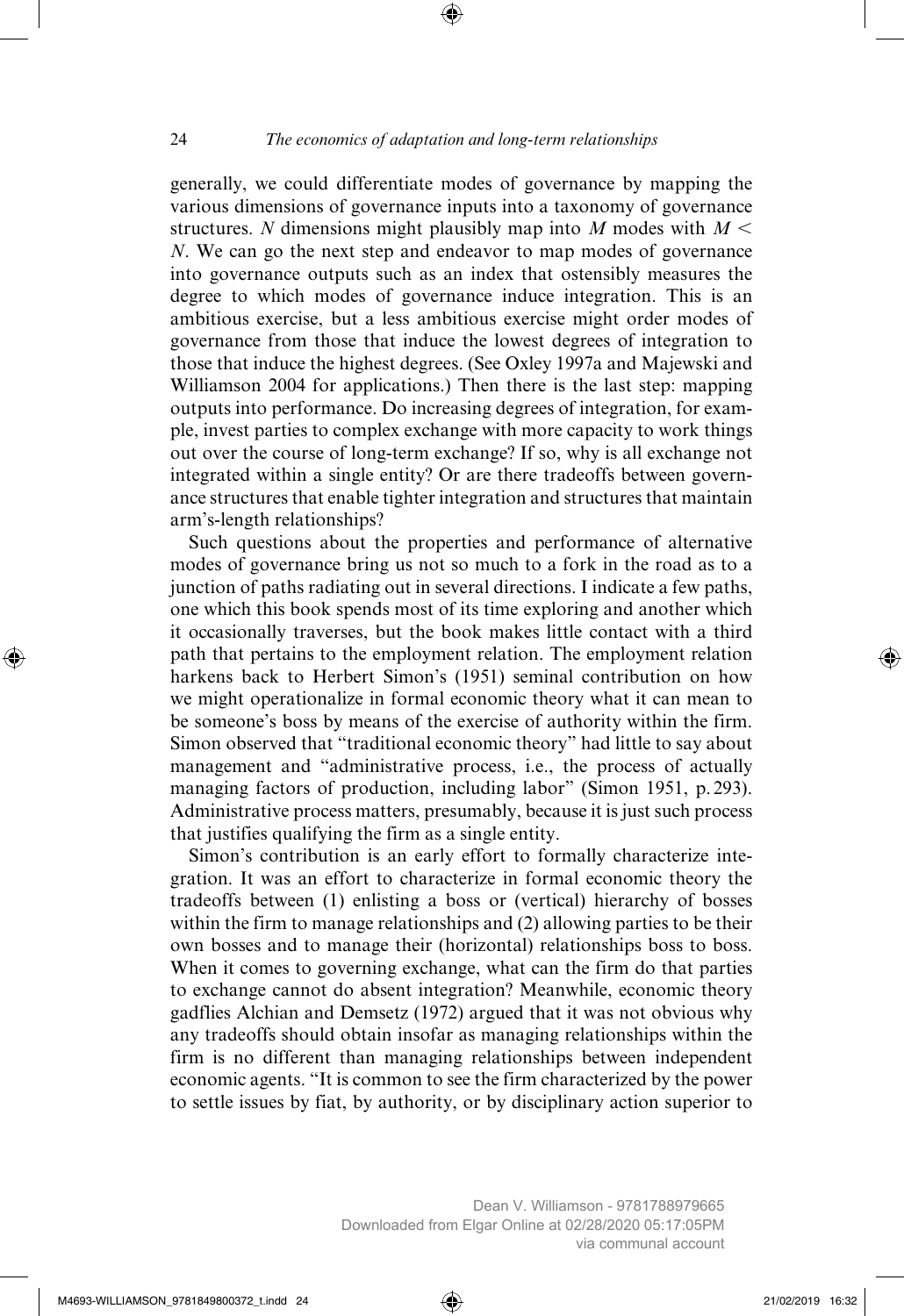generally, we could differentiate modes of governance by mapping the various dimensions of governance inputs into a taxonomy of governance structures. $N$ dimensions might plausibly map into $M$ modes with $M < N$. We can go the next step and endeavor to map modes of governance into governance outputs such as an index that ostensibly measures the degree to which modes of governance induce integration. This is an ambitious exercise, but a less ambitious exercise might order modes of governance from those that induce the lowest degrees of integration to those that induce the highest degrees. (See Oxley 1997a and Majewski and Williamson 2004 for applications.) Then there is the last step: mapping outputs into performance. Do increasing degrees of integration, for example, invest parties to complex exchange with more capacity to work things out over the course of long-term exchange? If so, why is all exchange not integrated within a single entity? Or are there tradeoffs between governance structures that enable tighter integration and structures that maintain arm's-length relationships?

Such questions about the properties and performance of alternative modes of governance bring us not so much to a fork in the road as to a junction of paths radiating out in several directions. I indicate a few paths, one which this book spends most of its time exploring and another which it occasionally traverses, but the book makes little contact with a third path that pertains to the employment relation. The employment relation harkens back to Herbert Simon's (1951) seminal contribution on how we might operationalize in formal economic theory what it can mean to be someone's boss by means of the exercise of authority within the firm. Simon observed that "traditional economic theory" had little to say about management and "administrative process, i.e., the process of actually managing factors of production, including labor" (Simon 1951, p. 293). Administrative process matters, presumably, because it is just such process that justifies qualifying the firm as a single entity.

Simon's contribution is an early effort to formally characterize integration. It was an effort to characterize in formal economic theory the tradeoffs between (1) enlisting a boss or (vertical) hierarchy of bosses within the firm to manage relationships and (2) allowing parties to be their own bosses and to manage their (horizontal) relationships boss to boss. When it comes to governing exchange, what can the firm do that parties to exchange cannot do absent integration? Meanwhile, economic theory gadflies Alchian and Demsetz (1972) argued that it was not obvious why any tradeoffs should obtain insofar as managing relationships within the firm is no different than managing relationships between independent economic agents. "It is common to see the firm characterized by the power to settle issues by fiat, by authority, or by disciplinary action superior to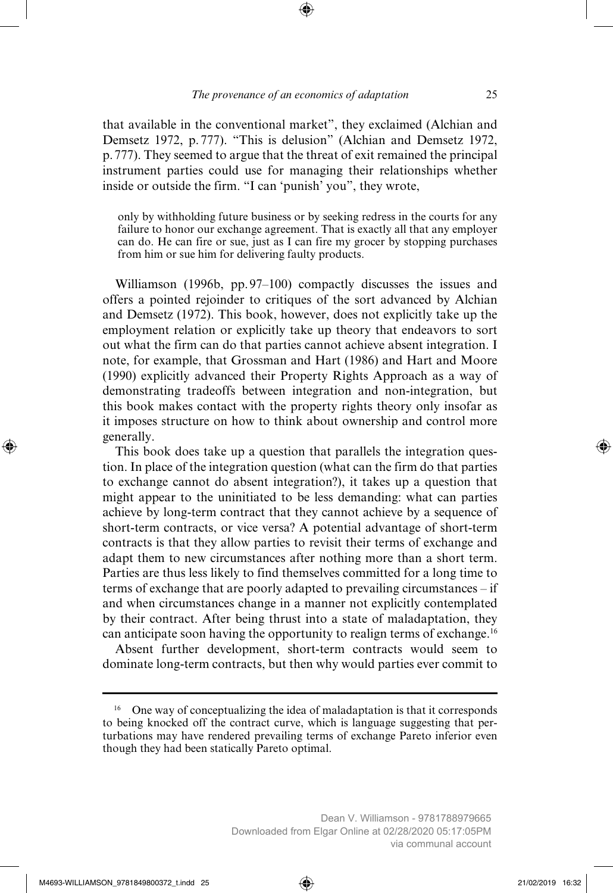that available in the conventional market", they exclaimed (Alchian and Demsetz 1972, p. 777). "This is delusion" (Alchian and Demsetz 1972, p. 777). They seemed to argue that the threat of exit remained the principal instrument parties could use for managing their relationships whether inside or outside the firm. "I can 'punish' you", they wrote,

> only by withholding future business or by seeking redress in the courts for any failure to honor our exchange agreement. That is exactly all that any employer can do. He can fire or sue, just as I can fire my grocer by stopping purchases from him or sue him for delivering faulty products.

Williamson (1996b, pp. 97–100) compactly discusses the issues and offers a pointed rejoinder to critiques of the sort advanced by Alchian and Demsetz (1972). This book, however, does not explicitly take up the employment relation or explicitly take up theory that endeavors to sort out what the firm can do that parties cannot achieve absent integration. I note, for example, that Grossman and Hart (1986) and Hart and Moore (1990) explicitly advanced their Property Rights Approach as a way of demonstrating tradeoffs between integration and non-integration, but this book makes contact with the property rights theory only insofar as it imposes structure on how to think about ownership and control more generally.

This book does take up a question that parallels the integration question. In place of the integration question (what can the firm do that parties to exchange cannot do absent integration?), it takes up a question that might appear to the uninitiated to be less demanding: what can parties achieve by long-term contract that they cannot achieve by a sequence of short-term contracts, or vice versa? A potential advantage of short-term contracts is that they allow parties to revisit their terms of exchange and adapt them to new circumstances after nothing more than a short term. Parties are thus less likely to find themselves committed for a long time to terms of exchange that are poorly adapted to prevailing circumstances – if and when circumstances change in a manner not explicitly contemplated by their contract. After being thrust into a state of maladaptation, they can anticipate soon having the opportunity to realign terms of exchange.[16]

Absent further development, short-term contracts would seem to dominate long-term contracts, but then why would parties ever commit to

---

[16] One way of conceptualizing the idea of maladaptation is that it corresponds to being knocked off the contract curve, which is language suggesting that perturbations may have rendered prevailing terms of exchange Pareto inferior even though they had been statically Pareto optimal.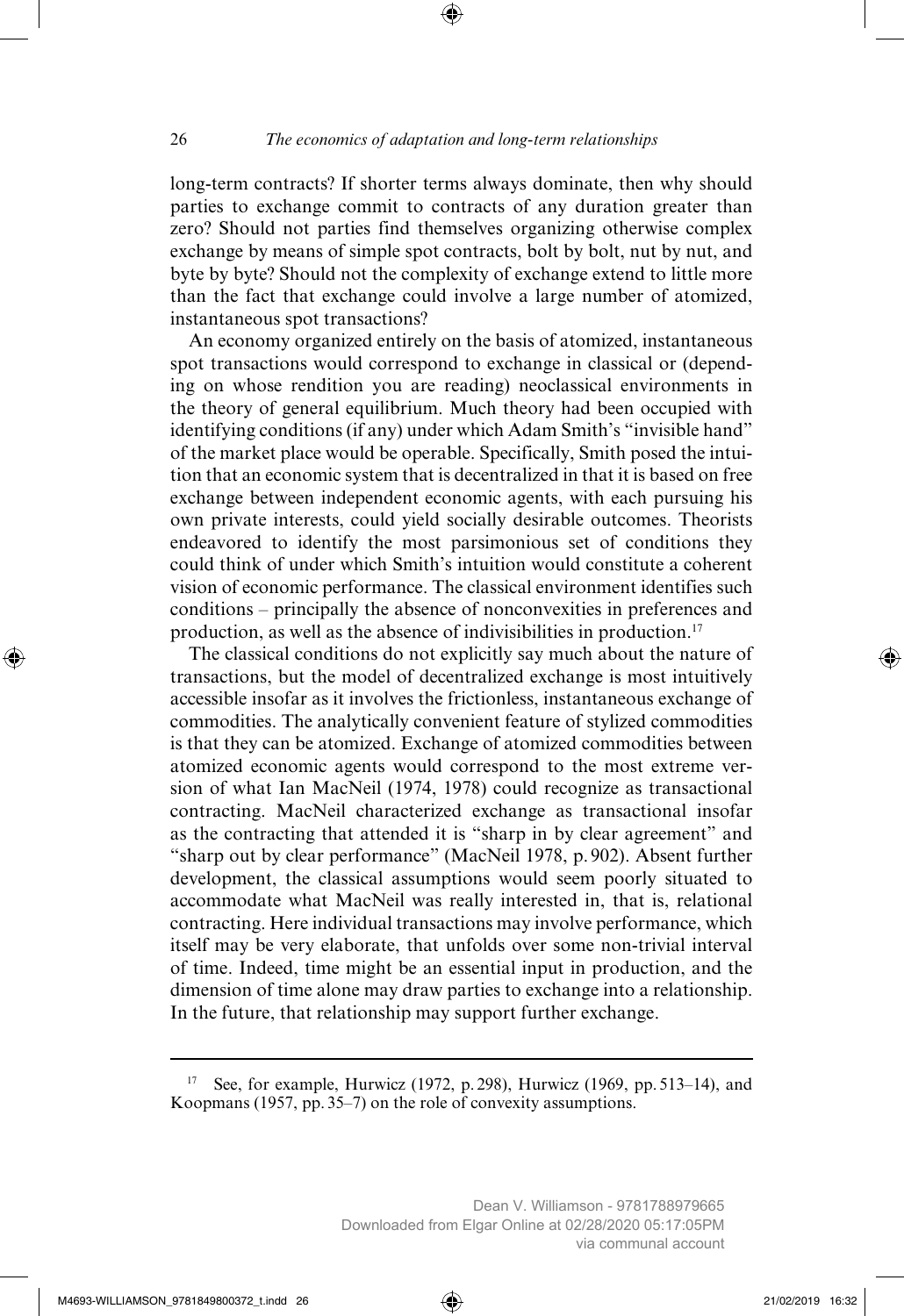long-term contracts? If shorter terms always dominate, then why should parties to exchange commit to contracts of any duration greater than zero? Should not parties find themselves organizing otherwise complex exchange by means of simple spot contracts, bolt by bolt, nut by nut, and byte by byte? Should not the complexity of exchange extend to little more than the fact that exchange could involve a large number of atomized, instantaneous spot transactions?

An economy organized entirely on the basis of atomized, instantaneous spot transactions would correspond to exchange in classical or (depending on whose rendition you are reading) neoclassical environments in the theory of general equilibrium. Much theory had been occupied with identifying conditions (if any) under which Adam Smith's "invisible hand" of the market place would be operable. Specifically, Smith posed the intuition that an economic system that is decentralized in that it is based on free exchange between independent economic agents, with each pursuing his own private interests, could yield socially desirable outcomes. Theorists endeavored to identify the most parsimonious set of conditions they could think of under which Smith's intuition would constitute a coherent vision of economic performance. The classical environment identifies such conditions – principally the absence of nonconvexities in preferences and production, as well as the absence of indivisibilities in production.[17]

The classical conditions do not explicitly say much about the nature of transactions, but the model of decentralized exchange is most intuitively accessible insofar as it involves the frictionless, instantaneous exchange of commodities. The analytically convenient feature of stylized commodities is that they can be atomized. Exchange of atomized commodities between atomized economic agents would correspond to the most extreme version of what Ian MacNeil (1974, 1978) could recognize as transactional contracting. MacNeil characterized exchange as transactional insofar as the contracting that attended it is "sharp in by clear agreement" and "sharp out by clear performance" (MacNeil 1978, p. 902). Absent further development, the classical assumptions would seem poorly situated to accommodate what MacNeil was really interested in, that is, relational contracting. Here individual transactions may involve performance, which itself may be very elaborate, that unfolds over some non-trivial interval of time. Indeed, time might be an essential input in production, and the dimension of time alone may draw parties to exchange into a relationship. In the future, that relationship may support further exchange.

---

[17] See, for example, Hurwicz (1972, p. 298), Hurwicz (1969, pp. 513–14), and Koopmans (1957, pp. 35–7) on the role of convexity assumptions.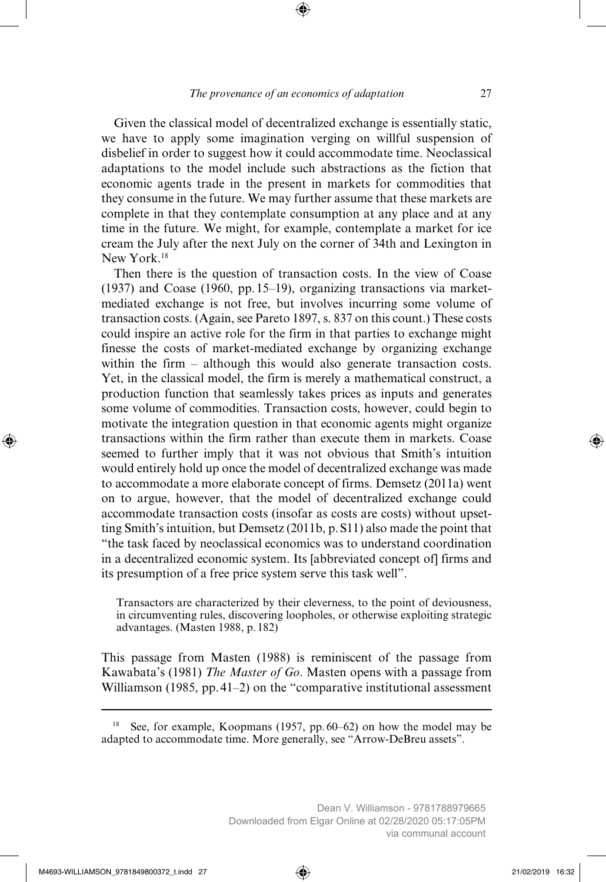Given the classical model of decentralized exchange is essentially static, we have to apply some imagination verging on willful suspension of disbelief in order to suggest how it could accommodate time. Neoclassical adaptations to the model include such abstractions as the fiction that economic agents trade in the present in markets for commodities that they consume in the future. We may further assume that these markets are complete in that they contemplate consumption at any place and at any time in the future. We might, for example, contemplate a market for ice cream the July after the next July on the corner of 34th and Lexington in New York.[18]

Then there is the question of transaction costs. In the view of Coase (1937) and Coase (1960, pp. 15–19), organizing transactions via market-mediated exchange is not free, but involves incurring some volume of transaction costs. (Again, see Pareto 1897, s. 837 on this count.) These costs could inspire an active role for the firm in that parties to exchange might finesse the costs of market-mediated exchange by organizing exchange within the firm – although this would also generate transaction costs. Yet, in the classical model, the firm is merely a mathematical construct, a production function that seamlessly takes prices as inputs and generates some volume of commodities. Transaction costs, however, could begin to motivate the integration question in that economic agents might organize transactions within the firm rather than execute them in markets. Coase seemed to further imply that it was not obvious that Smith's intuition would entirely hold up once the model of decentralized exchange was made to accommodate a more elaborate concept of firms. Demsetz (2011a) went on to argue, however, that the model of decentralized exchange could accommodate transaction costs (insofar as costs are costs) without upsetting Smith's intuition, but Demsetz (2011b, p. S11) also made the point that "the task faced by neoclassical economics was to understand coordination in a decentralized economic system. Its [abbreviated concept of] firms and its presumption of a free price system serve this task well".

> Transactors are characterized by their cleverness, to the point of deviousness, in circumventing rules, discovering loopholes, or otherwise exploiting strategic advantages. (Masten 1988, p. 182)

This passage from Masten (1988) is reminiscent of the passage from Kawabata's (1981) *The Master of Go*. Masten opens with a passage from Williamson (1985, pp. 41–2) on the "comparative institutional assessment

---

[18] See, for example, Koopmans (1957, pp. 60–62) on how the model may be adapted to accommodate time. More generally, see "Arrow-DeBreu assets".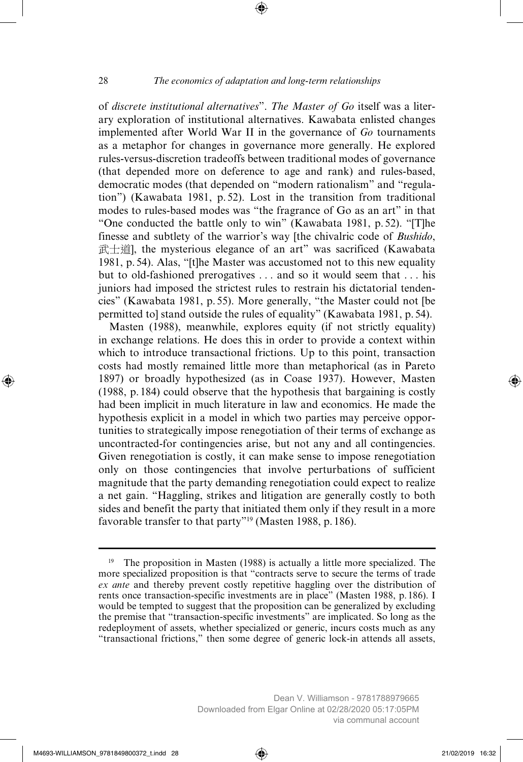of *discrete institutional alternatives*". *The Master of Go* itself was a literary exploration of institutional alternatives. Kawabata enlisted changes implemented after World War II in the governance of *Go* tournaments as a metaphor for changes in governance more generally. He explored rules-versus-discretion tradeoffs between traditional modes of governance (that depended more on deference to age and rank) and rules-based, democratic modes (that depended on "modern rationalism" and "regulation") (Kawabata 1981, p. 52). Lost in the transition from traditional modes to rules-based modes was "the fragrance of Go as an art" in that "One conducted the battle only to win" (Kawabata 1981, p. 52). "[T]he finesse and subtlety of the warrior's way [the chivalric code of *Bushido*, 武士道], the mysterious elegance of an art" was sacrificed (Kawabata 1981, p. 54). Alas, "[t]he Master was accustomed not to this new equality but to old-fashioned prerogatives . . . and so it would seem that . . . his juniors had imposed the strictest rules to restrain his dictatorial tendencies" (Kawabata 1981, p. 55). More generally, "the Master could not [be permitted to] stand outside the rules of equality" (Kawabata 1981, p. 54).

Masten (1988), meanwhile, explores equity (if not strictly equality) in exchange relations. He does this in order to provide a context within which to introduce transactional frictions. Up to this point, transaction costs had mostly remained little more than metaphorical (as in Pareto 1897) or broadly hypothesized (as in Coase 1937). However, Masten (1988, p. 184) could observe that the hypothesis that bargaining is costly had been implicit in much literature in law and economics. He made the hypothesis explicit in a model in which two parties may perceive opportunities to strategically impose renegotiation of their terms of exchange as uncontracted-for contingencies arise, but not any and all contingencies. Given renegotiation is costly, it can make sense to impose renegotiation only on those contingencies that involve perturbations of sufficient magnitude that the party demanding renegotiation could expect to realize a net gain. "Haggling, strikes and litigation are generally costly to both sides and benefit the party that initiated them only if they result in a more favorable transfer to that party"[19] (Masten 1988, p. 186).

---

[19] The proposition in Masten (1988) is actually a little more specialized. The more specialized proposition is that "contracts serve to secure the terms of trade *ex ante* and thereby prevent costly repetitive haggling over the distribution of rents once transaction-specific investments are in place" (Masten 1988, p. 186). I would be tempted to suggest that the proposition can be generalized by excluding the premise that "transaction-specific investments" are implicated. So long as the redeployment of assets, whether specialized or generic, incurs costs much as any "transactional frictions," then some degree of generic lock-in attends all assets,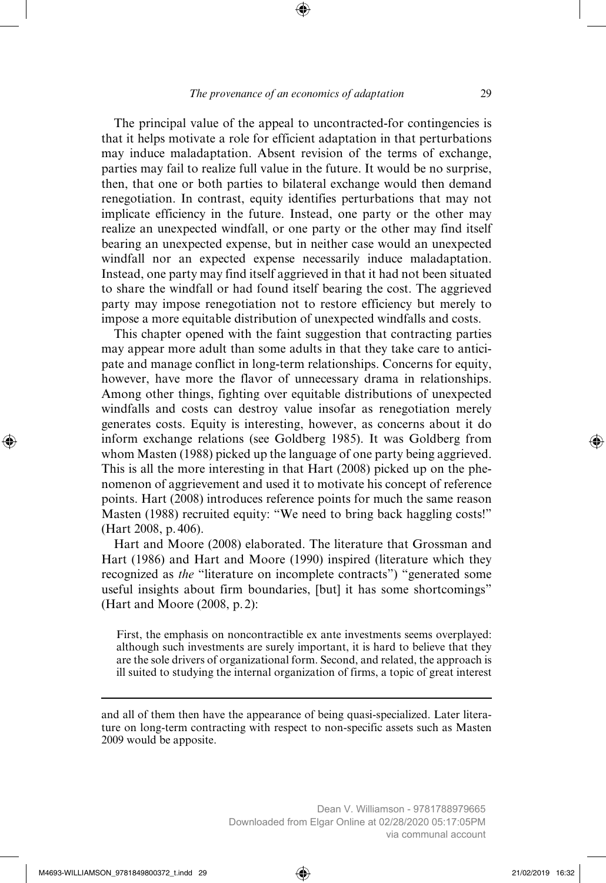The principal value of the appeal to uncontracted-for contingencies is that it helps motivate a role for efficient adaptation in that perturbations may induce maladaptation. Absent revision of the terms of exchange, parties may fail to realize full value in the future. It would be no surprise, then, that one or both parties to bilateral exchange would then demand renegotiation. In contrast, equity identifies perturbations that may not implicate efficiency in the future. Instead, one party or the other may realize an unexpected windfall, or one party or the other may find itself bearing an unexpected expense, but in neither case would an unexpected windfall nor an expected expense necessarily induce maladaptation. Instead, one party may find itself aggrieved in that it had not been situated to share the windfall or had found itself bearing the cost. The aggrieved party may impose renegotiation not to restore efficiency but merely to impose a more equitable distribution of unexpected windfalls and costs.

This chapter opened with the faint suggestion that contracting parties may appear more adult than some adults in that they take care to anticipate and manage conflict in long-term relationships. Concerns for equity, however, have more the flavor of unnecessary drama in relationships. Among other things, fighting over equitable distributions of unexpected windfalls and costs can destroy value insofar as renegotiation merely generates costs. Equity is interesting, however, as concerns about it do inform exchange relations (see Goldberg 1985). It was Goldberg from whom Masten (1988) picked up the language of one party being aggrieved. This is all the more interesting in that Hart (2008) picked up on the phenomenon of aggrievement and used it to motivate his concept of reference points. Hart (2008) introduces reference points for much the same reason Masten (1988) recruited equity: "We need to bring back haggling costs!" (Hart 2008, p. 406).

Hart and Moore (2008) elaborated. The literature that Grossman and Hart (1986) and Hart and Moore (1990) inspired (literature which they recognized as *the* "literature on incomplete contracts") "generated some useful insights about firm boundaries, [but] it has some shortcomings" (Hart and Moore (2008, p. 2):

> First, the emphasis on noncontractible ex ante investments seems overplayed: although such investments are surely important, it is hard to believe that they are the sole drivers of organizational form. Second, and related, the approach is ill suited to studying the internal organization of firms, a topic of great interest

---

and all of them then have the appearance of being quasi-specialized. Later literature on long-term contracting with respect to non-specific assets such as Masten 2009 would be apposite.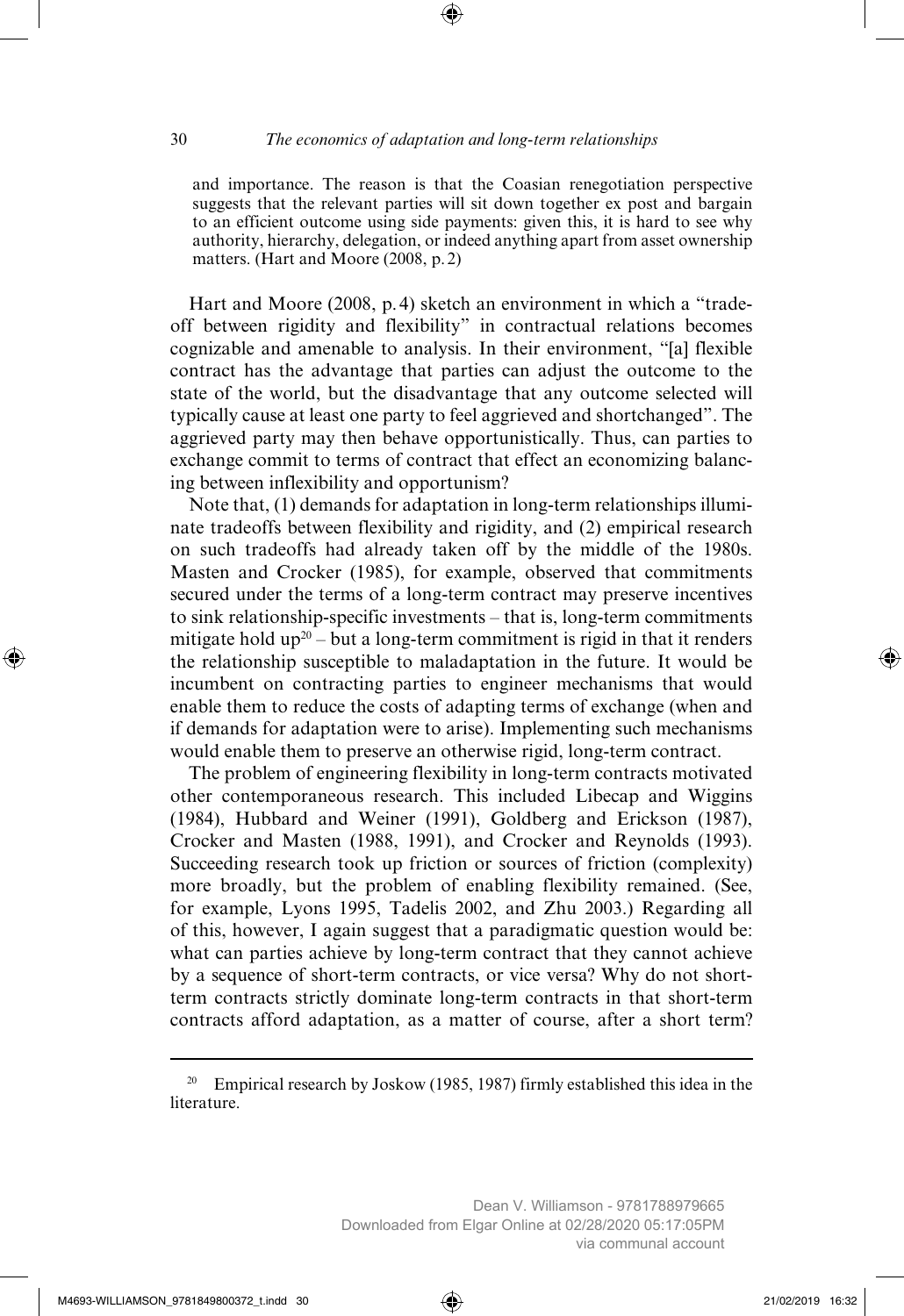> and importance. The reason is that the Coasian renegotiation perspective suggests that the relevant parties will sit down together ex post and bargain to an efficient outcome using side payments: given this, it is hard to see why authority, hierarchy, delegation, or indeed anything apart from asset ownership matters. (Hart and Moore (2008, p. 2)

Hart and Moore (2008, p. 4) sketch an environment in which a "tradeoff between rigidity and flexibility" in contractual relations becomes cognizable and amenable to analysis. In their environment, "[a] flexible contract has the advantage that parties can adjust the outcome to the state of the world, but the disadvantage that any outcome selected will typically cause at least one party to feel aggrieved and shortchanged". The aggrieved party may then behave opportunistically. Thus, can parties to exchange commit to terms of contract that effect an economizing balancing between inflexibility and opportunism?

Note that, (1) demands for adaptation in long-term relationships illuminate tradeoffs between flexibility and rigidity, and (2) empirical research on such tradeoffs had already taken off by the middle of the 1980s. Masten and Crocker (1985), for example, observed that commitments secured under the terms of a long-term contract may preserve incentives to sink relationship-specific investments – that is, long-term commitments mitigate hold up[20] – but a long-term commitment is rigid in that it renders the relationship susceptible to maladaptation in the future. It would be incumbent on contracting parties to engineer mechanisms that would enable them to reduce the costs of adapting terms of exchange (when and if demands for adaptation were to arise). Implementing such mechanisms would enable them to preserve an otherwise rigid, long-term contract.

The problem of engineering flexibility in long-term contracts motivated other contemporaneous research. This included Libecap and Wiggins (1984), Hubbard and Weiner (1991), Goldberg and Erickson (1987), Crocker and Masten (1988, 1991), and Crocker and Reynolds (1993). Succeeding research took up friction or sources of friction (complexity) more broadly, but the problem of enabling flexibility remained. (See, for example, Lyons 1995, Tadelis 2002, and Zhu 2003.) Regarding all of this, however, I again suggest that a paradigmatic question would be: what can parties achieve by long-term contract that they cannot achieve by a sequence of short-term contracts, or vice versa? Why do not short-term contracts strictly dominate long-term contracts in that short-term contracts afford adaptation, as a matter of course, after a short term?

---

[20] Empirical research by Joskow (1985, 1987) firmly established this idea in the literature.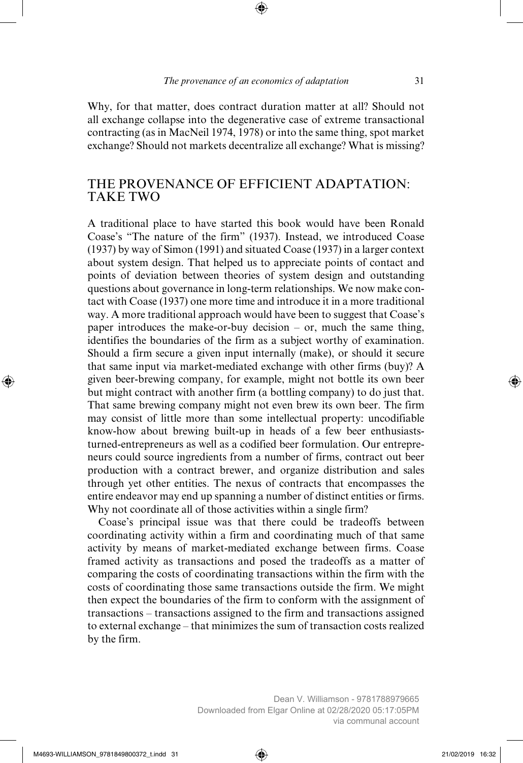Why, for that matter, does contract duration matter at all? Should not all exchange collapse into the degenerative case of extreme transactional contracting (as in MacNeil 1974, 1978) or into the same thing, spot market exchange? Should not markets decentralize all exchange? What is missing?

## THE PROVENANCE OF EFFICIENT ADAPTATION: TAKE TWO

A traditional place to have started this book would have been Ronald Coase's "The nature of the firm" (1937). Instead, we introduced Coase (1937) by way of Simon (1991) and situated Coase (1937) in a larger context about system design. That helped us to appreciate points of contact and points of deviation between theories of system design and outstanding questions about governance in long-term relationships. We now make contact with Coase (1937) one more time and introduce it in a more traditional way. A more traditional approach would have been to suggest that Coase's paper introduces the make-or-buy decision – or, much the same thing, identifies the boundaries of the firm as a subject worthy of examination. Should a firm secure a given input internally (make), or should it secure that same input via market-mediated exchange with other firms (buy)? A given beer-brewing company, for example, might not bottle its own beer but might contract with another firm (a bottling company) to do just that. That same brewing company might not even brew its own beer. The firm may consist of little more than some intellectual property: uncodifiable know-how about brewing built-up in heads of a few beer enthusiasts-turned-entrepreneurs as well as a codified beer formulation. Our entrepreneurs could source ingredients from a number of firms, contract out beer production with a contract brewer, and organize distribution and sales through yet other entities. The nexus of contracts that encompasses the entire endeavor may end up spanning a number of distinct entities or firms. Why not coordinate all of those activities within a single firm?

Coase's principal issue was that there could be tradeoffs between coordinating activity within a firm and coordinating much of that same activity by means of market-mediated exchange between firms. Coase framed activity as transactions and posed the tradeoffs as a matter of comparing the costs of coordinating transactions within the firm with the costs of coordinating those same transactions outside the firm. We might then expect the boundaries of the firm to conform with the assignment of transactions – transactions assigned to the firm and transactions assigned to external exchange – that minimizes the sum of transaction costs realized by the firm.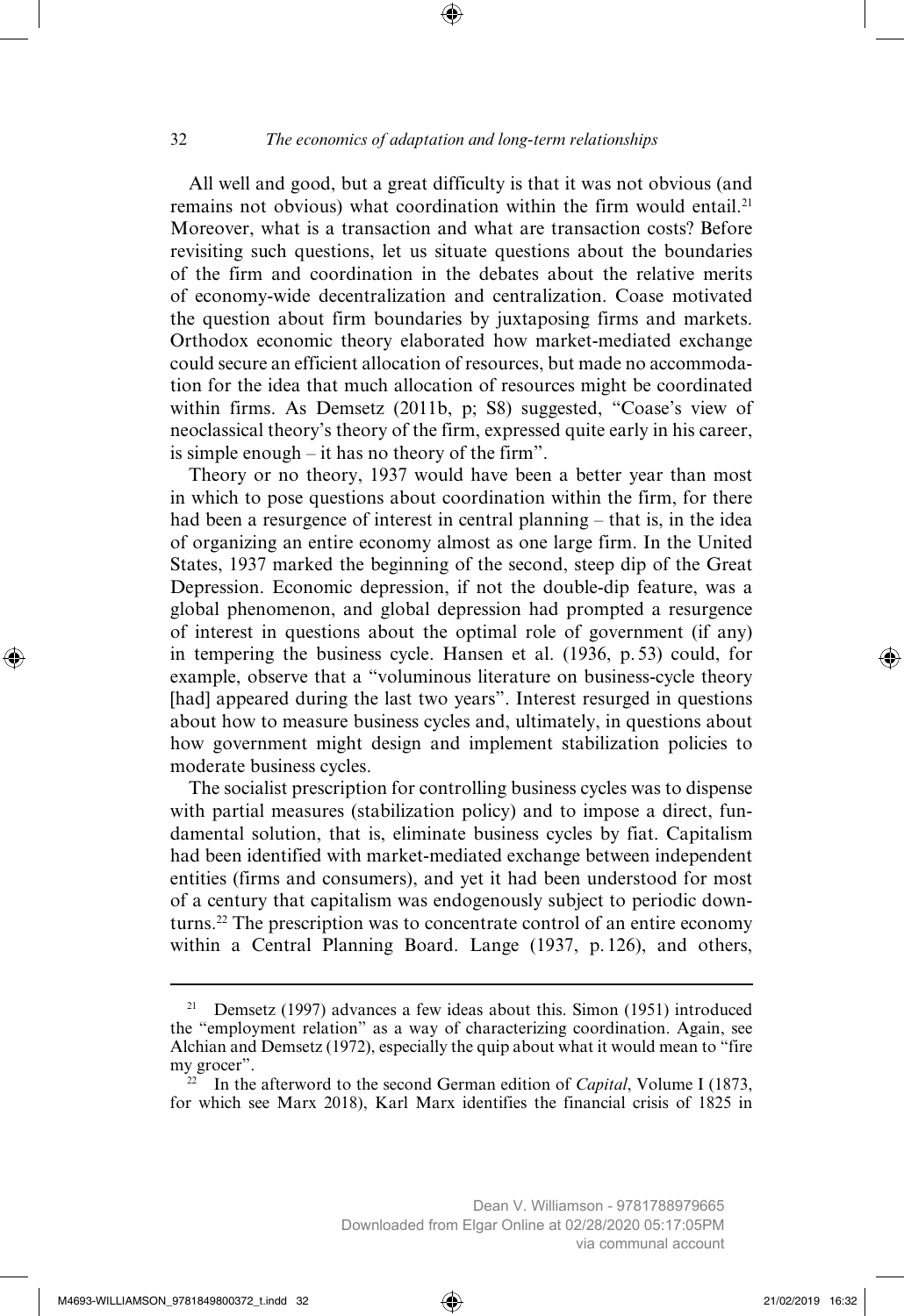All well and good, but a great difficulty is that it was not obvious (and remains not obvious) what coordination within the firm would entail.[21] Moreover, what is a transaction and what are transaction costs? Before revisiting such questions, let us situate questions about the boundaries of the firm and coordination in the debates about the relative merits of economy-wide decentralization and centralization. Coase motivated the question about firm boundaries by juxtaposing firms and markets. Orthodox economic theory elaborated how market-mediated exchange could secure an efficient allocation of resources, but made no accommodation for the idea that much allocation of resources might be coordinated within firms. As Demsetz (2011b, p; S8) suggested, "Coase's view of neoclassical theory's theory of the firm, expressed quite early in his career, is simple enough – it has no theory of the firm".

Theory or no theory, 1937 would have been a better year than most in which to pose questions about coordination within the firm, for there had been a resurgence of interest in central planning – that is, in the idea of organizing an entire economy almost as one large firm. In the United States, 1937 marked the beginning of the second, steep dip of the Great Depression. Economic depression, if not the double-dip feature, was a global phenomenon, and global depression had prompted a resurgence of interest in questions about the optimal role of government (if any) in tempering the business cycle. Hansen et al. (1936, p. 53) could, for example, observe that a "voluminous literature on business-cycle theory [had] appeared during the last two years". Interest resurged in questions about how to measure business cycles and, ultimately, in questions about how government might design and implement stabilization policies to moderate business cycles.

The socialist prescription for controlling business cycles was to dispense with partial measures (stabilization policy) and to impose a direct, fundamental solution, that is, eliminate business cycles by fiat. Capitalism had been identified with market-mediated exchange between independent entities (firms and consumers), and yet it had been understood for most of a century that capitalism was endogenously subject to periodic downturns.[22] The prescription was to concentrate control of an entire economy within a Central Planning Board. Lange (1937, p. 126), and others,

---

[21] Demsetz (1997) advances a few ideas about this. Simon (1951) introduced the "employment relation" as a way of characterizing coordination. Again, see Alchian and Demsetz (1972), especially the quip about what it would mean to "fire my grocer".

[22] In the afterword to the second German edition of *Capital*, Volume I (1873, for which see Marx 2018), Karl Marx identifies the financial crisis of 1825 in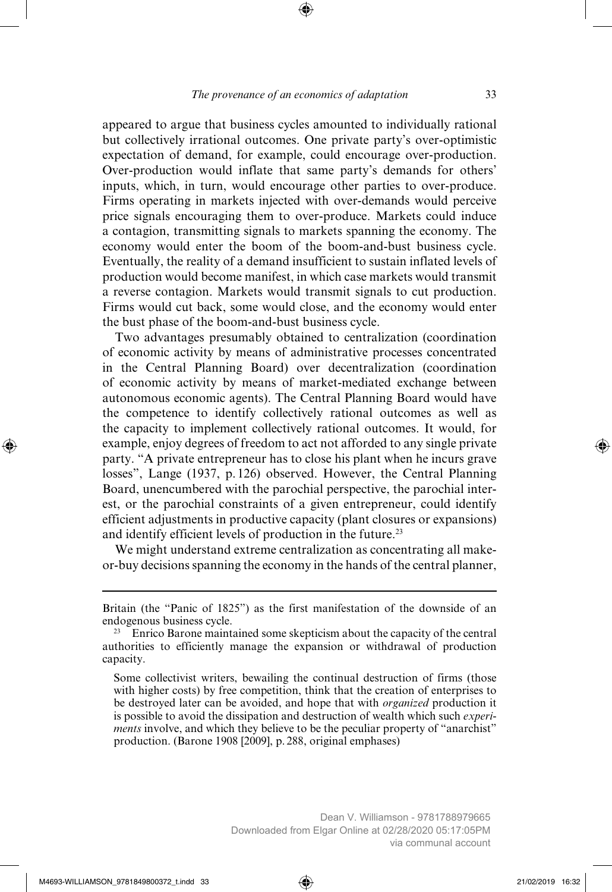appeared to argue that business cycles amounted to individually rational but collectively irrational outcomes. One private party's over-optimistic expectation of demand, for example, could encourage over-production. Over-production would inflate that same party's demands for others' inputs, which, in turn, would encourage other parties to over-produce. Firms operating in markets injected with over-demands would perceive price signals encouraging them to over-produce. Markets could induce a contagion, transmitting signals to markets spanning the economy. The economy would enter the boom of the boom-and-bust business cycle. Eventually, the reality of a demand insufficient to sustain inflated levels of production would become manifest, in which case markets would transmit a reverse contagion. Markets would transmit signals to cut production. Firms would cut back, some would close, and the economy would enter the bust phase of the boom-and-bust business cycle.

Two advantages presumably obtained to centralization (coordination of economic activity by means of administrative processes concentrated in the Central Planning Board) over decentralization (coordination of economic activity by means of market-mediated exchange between autonomous economic agents). The Central Planning Board would have the competence to identify collectively rational outcomes as well as the capacity to implement collectively rational outcomes. It would, for example, enjoy degrees of freedom to act not afforded to any single private party. "A private entrepreneur has to close his plant when he incurs grave losses", Lange (1937, p. 126) observed. However, the Central Planning Board, unencumbered with the parochial perspective, the parochial interest, or the parochial constraints of a given entrepreneur, could identify efficient adjustments in productive capacity (plant closures or expansions) and identify efficient levels of production in the future.[23]

We might understand extreme centralization as concentrating all make-or-buy decisions spanning the economy in the hands of the central planner,

---

Britain (the "Panic of 1825") as the first manifestation of the downside of an endogenous business cycle.

[23] Enrico Barone maintained some skepticism about the capacity of the central authorities to efficiently manage the expansion or withdrawal of production capacity.

> Some collectivist writers, bewailing the continual destruction of firms (those with higher costs) by free competition, think that the creation of enterprises to be destroyed later can be avoided, and hope that with *organized* production it is possible to avoid the dissipation and destruction of wealth which such *experiments* involve, and which they believe to be the peculiar property of "anarchist" production. (Barone 1908 [2009], p. 288, original emphases)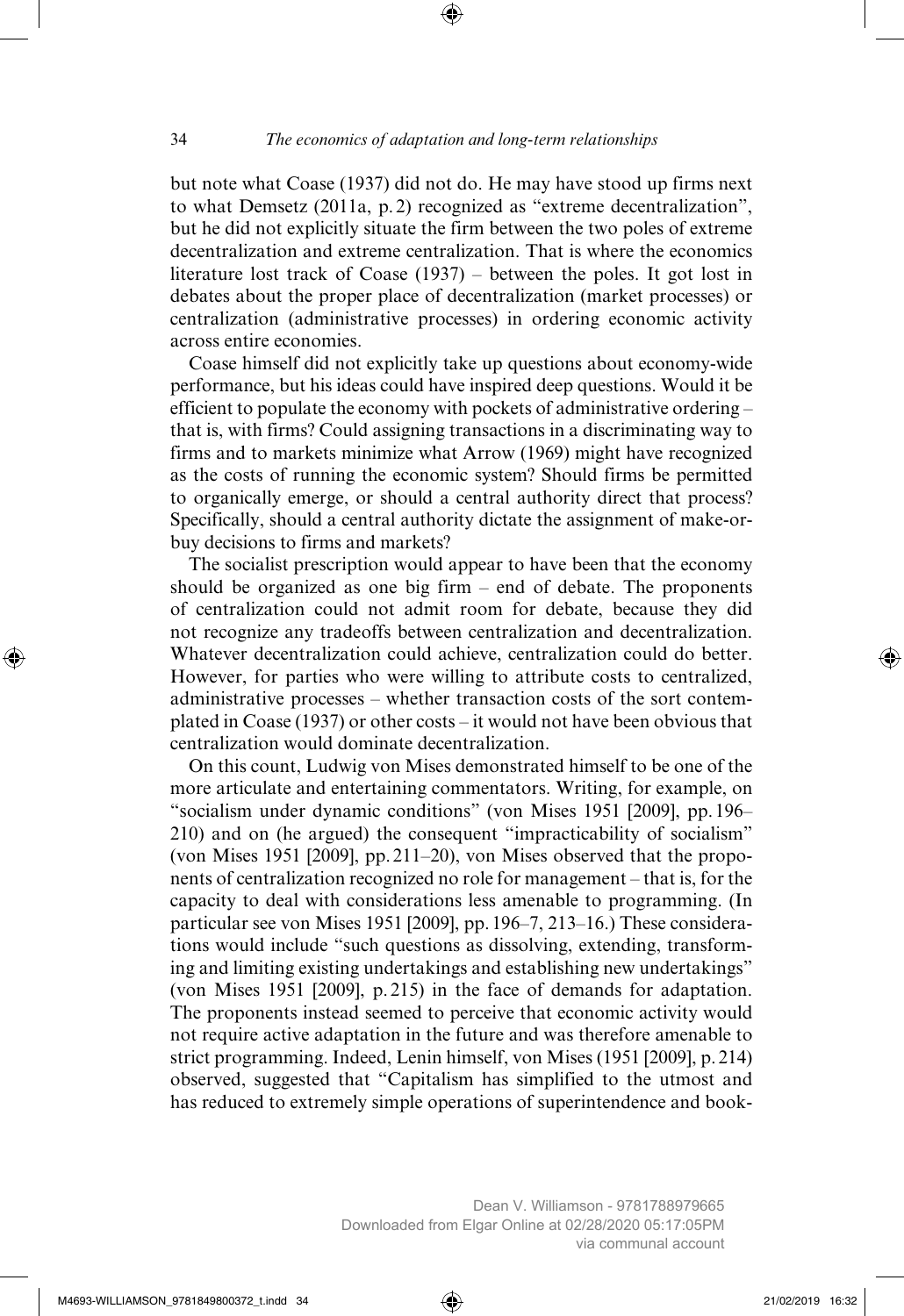but note what Coase (1937) did not do. He may have stood up firms next to what Demsetz (2011a, p. 2) recognized as "extreme decentralization", but he did not explicitly situate the firm between the two poles of extreme decentralization and extreme centralization. That is where the economics literature lost track of Coase (1937) – between the poles. It got lost in debates about the proper place of decentralization (market processes) or centralization (administrative processes) in ordering economic activity across entire economies.

Coase himself did not explicitly take up questions about economy-wide performance, but his ideas could have inspired deep questions. Would it be efficient to populate the economy with pockets of administrative ordering – that is, with firms? Could assigning transactions in a discriminating way to firms and to markets minimize what Arrow (1969) might have recognized as the costs of running the economic system? Should firms be permitted to organically emerge, or should a central authority direct that process? Specifically, should a central authority dictate the assignment of make-or-buy decisions to firms and markets?

The socialist prescription would appear to have been that the economy should be organized as one big firm – end of debate. The proponents of centralization could not admit room for debate, because they did not recognize any tradeoffs between centralization and decentralization. Whatever decentralization could achieve, centralization could do better. However, for parties who were willing to attribute costs to centralized, administrative processes – whether transaction costs of the sort contemplated in Coase (1937) or other costs – it would not have been obvious that centralization would dominate decentralization.

On this count, Ludwig von Mises demonstrated himself to be one of the more articulate and entertaining commentators. Writing, for example, on "socialism under dynamic conditions" (von Mises 1951 [2009], pp. 196–210) and on (he argued) the consequent "impracticability of socialism" (von Mises 1951 [2009], pp. 211–20), von Mises observed that the proponents of centralization recognized no role for management – that is, for the capacity to deal with considerations less amenable to programming. (In particular see von Mises 1951 [2009], pp. 196–7, 213–16.) These considerations would include "such questions as dissolving, extending, transforming and limiting existing undertakings and establishing new undertakings" (von Mises 1951 [2009], p. 215) in the face of demands for adaptation. The proponents instead seemed to perceive that economic activity would not require active adaptation in the future and was therefore amenable to strict programming. Indeed, Lenin himself, von Mises (1951 [2009], p. 214) observed, suggested that "Capitalism has simplified to the utmost and has reduced to extremely simple operations of superintendence and book-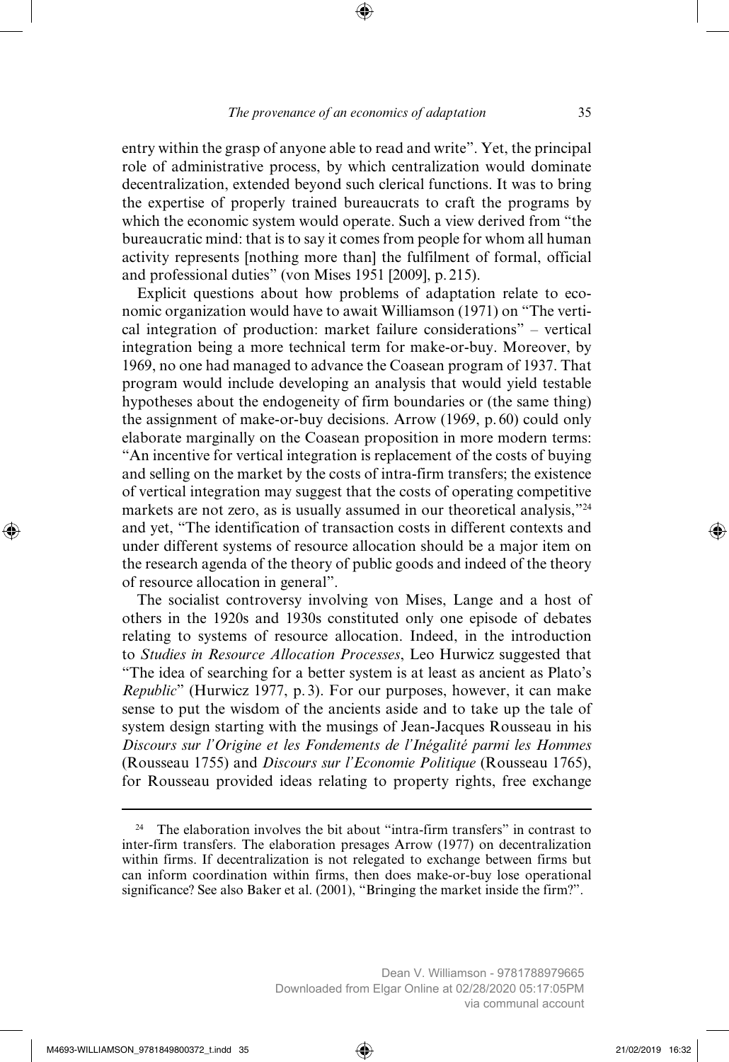entry within the grasp of anyone able to read and write". Yet, the principal role of administrative process, by which centralization would dominate decentralization, extended beyond such clerical functions. It was to bring the expertise of properly trained bureaucrats to craft the programs by which the economic system would operate. Such a view derived from "the bureaucratic mind: that is to say it comes from people for whom all human activity represents [nothing more than] the fulfilment of formal, official and professional duties" (von Mises 1951 [2009], p. 215).

Explicit questions about how problems of adaptation relate to economic organization would have to await Williamson (1971) on "The vertical integration of production: market failure considerations" – vertical integration being a more technical term for make-or-buy. Moreover, by 1969, no one had managed to advance the Coasean program of 1937. That program would include developing an analysis that would yield testable hypotheses about the endogeneity of firm boundaries or (the same thing) the assignment of make-or-buy decisions. Arrow (1969, p. 60) could only elaborate marginally on the Coasean proposition in more modern terms: "An incentive for vertical integration is replacement of the costs of buying and selling on the market by the costs of intra-firm transfers; the existence of vertical integration may suggest that the costs of operating competitive markets are not zero, as is usually assumed in our theoretical analysis,"[24] and yet, "The identification of transaction costs in different contexts and under different systems of resource allocation should be a major item on the research agenda of the theory of public goods and indeed of the theory of resource allocation in general".

The socialist controversy involving von Mises, Lange and a host of others in the 1920s and 1930s constituted only one episode of debates relating to systems of resource allocation. Indeed, in the introduction to *Studies in Resource Allocation Processes*, Leo Hurwicz suggested that "The idea of searching for a better system is at least as ancient as Plato's *Republic*" (Hurwicz 1977, p. 3). For our purposes, however, it can make sense to put the wisdom of the ancients aside and to take up the tale of system design starting with the musings of Jean-Jacques Rousseau in his *Discours sur l'Origine et les Fondements de l'Inégalité parmi les Hommes* (Rousseau 1755) and *Discours sur l'Economie Politique* (Rousseau 1765), for Rousseau provided ideas relating to property rights, free exchange

---

[24] The elaboration involves the bit about "intra-firm transfers" in contrast to inter-firm transfers. The elaboration presages Arrow (1977) on decentralization within firms. If decentralization is not relegated to exchange between firms but can inform coordination within firms, then does make-or-buy lose operational significance? See also Baker et al. (2001), "Bringing the market inside the firm?".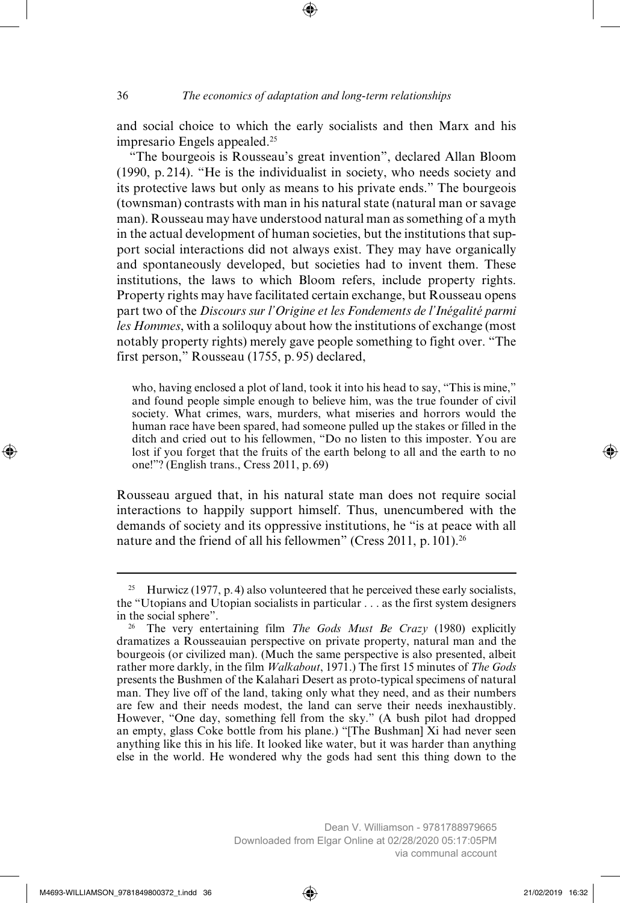and social choice to which the early socialists and then Marx and his impresario Engels appealed.[25]

"The bourgeois is Rousseau's great invention", declared Allan Bloom (1990, p. 214). "He is the individualist in society, who needs society and its protective laws but only as means to his private ends." The bourgeois (townsman) contrasts with man in his natural state (natural man or savage man). Rousseau may have understood natural man as something of a myth in the actual development of human societies, but the institutions that support social interactions did not always exist. They may have organically and spontaneously developed, but societies had to invent them. These institutions, the laws to which Bloom refers, include property rights. Property rights may have facilitated certain exchange, but Rousseau opens part two of the *Discours sur l'Origine et les Fondements de l'Inégalité parmi les Hommes*, with a soliloquy about how the institutions of exchange (most notably property rights) merely gave people something to fight over. "The first person," Rousseau (1755, p. 95) declared,

> who, having enclosed a plot of land, took it into his head to say, "This is mine," and found people simple enough to believe him, was the true founder of civil society. What crimes, wars, murders, what miseries and horrors would the human race have been spared, had someone pulled up the stakes or filled in the ditch and cried out to his fellowmen, "Do no listen to this imposter. You are lost if you forget that the fruits of the earth belong to all and the earth to no one!"? (English trans., Cress 2011, p. 69)

Rousseau argued that, in his natural state man does not require social interactions to happily support himself. Thus, unencumbered with the demands of society and its oppressive institutions, he "is at peace with all nature and the friend of all his fellowmen" (Cress 2011, p. 101).[26]

---

[25] Hurwicz (1977, p. 4) also volunteered that he perceived these early socialists, the "Utopians and Utopian socialists in particular . . . as the first system designers in the social sphere".

[26] The very entertaining film *The Gods Must Be Crazy* (1980) explicitly dramatizes a Rousseauian perspective on private property, natural man and the bourgeois (or civilized man). (Much the same perspective is also presented, albeit rather more darkly, in the film *Walkabout*, 1971.) The first 15 minutes of *The Gods* presents the Bushmen of the Kalahari Desert as proto-typical specimens of natural man. They live off of the land, taking only what they need, and as their numbers are few and their needs modest, the land can serve their needs inexhaustibly. However, "One day, something fell from the sky." (A bush pilot had dropped an empty, glass Coke bottle from his plane.) "[The Bushman] Xi had never seen anything like this in his life. It looked like water, but it was harder than anything else in the world. He wondered why the gods had sent this thing down to the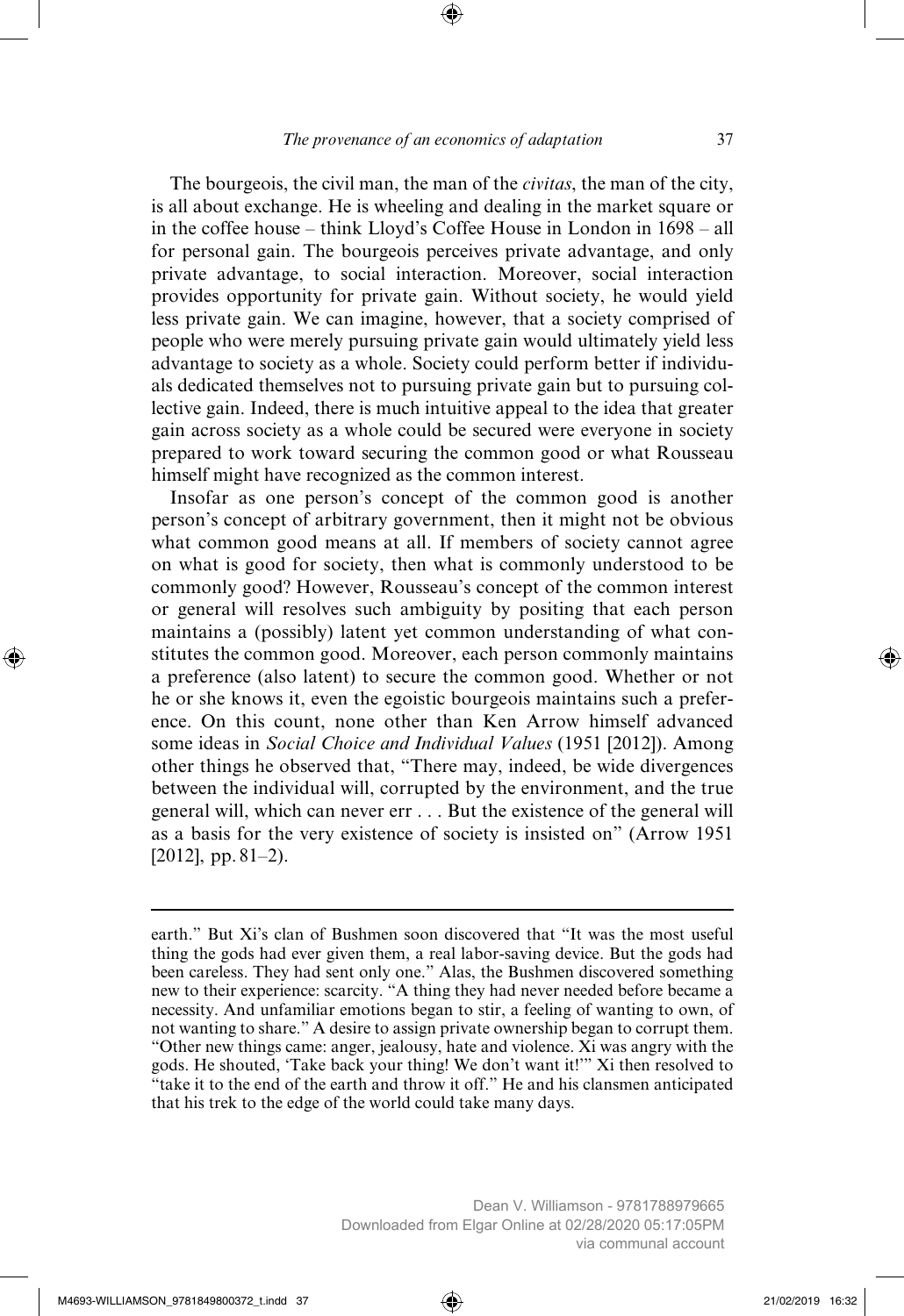The bourgeois, the civil man, the man of the *civitas*, the man of the city, is all about exchange. He is wheeling and dealing in the market square or in the coffee house – think Lloyd's Coffee House in London in 1698 – all for personal gain. The bourgeois perceives private advantage, and only private advantage, to social interaction. Moreover, social interaction provides opportunity for private gain. Without society, he would yield less private gain. We can imagine, however, that a society comprised of people who were merely pursuing private gain would ultimately yield less advantage to society as a whole. Society could perform better if individuals dedicated themselves not to pursuing private gain but to pursuing collective gain. Indeed, there is much intuitive appeal to the idea that greater gain across society as a whole could be secured were everyone in society prepared to work toward securing the common good or what Rousseau himself might have recognized as the common interest.

Insofar as one person's concept of the common good is another person's concept of arbitrary government, then it might not be obvious what common good means at all. If members of society cannot agree on what is good for society, then what is commonly understood to be commonly good? However, Rousseau's concept of the common interest or general will resolves such ambiguity by positing that each person maintains a (possibly) latent yet common understanding of what constitutes the common good. Moreover, each person commonly maintains a preference (also latent) to secure the common good. Whether or not he or she knows it, even the egoistic bourgeois maintains such a preference. On this count, none other than Ken Arrow himself advanced some ideas in *Social Choice and Individual Values* (1951 [2012]). Among other things he observed that, "There may, indeed, be wide divergences between the individual will, corrupted by the environment, and the true general will, which can never err . . . But the existence of the general will as a basis for the very existence of society is insisted on" (Arrow 1951 [2012], pp. 81–2).

---

earth." But Xi's clan of Bushmen soon discovered that "It was the most useful thing the gods had ever given them, a real labor-saving device. But the gods had been careless. They had sent only one." Alas, the Bushmen discovered something new to their experience: scarcity. "A thing they had never needed before became a necessity. And unfamiliar emotions began to stir, a feeling of wanting to own, of not wanting to share." A desire to assign private ownership began to corrupt them. "Other new things came: anger, jealousy, hate and violence. Xi was angry with the gods. He shouted, 'Take back your thing! We don't want it!'" Xi then resolved to "take it to the end of the earth and throw it off." He and his clansmen anticipated that his trek to the edge of the world could take many days.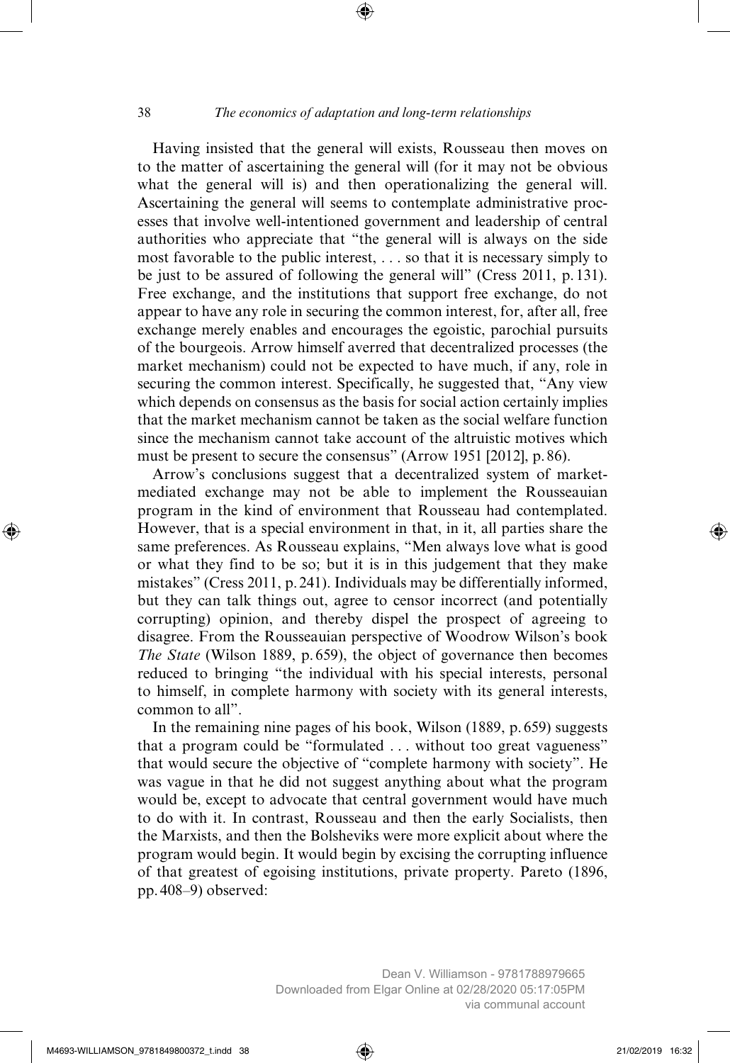Having insisted that the general will exists, Rousseau then moves on to the matter of ascertaining the general will (for it may not be obvious what the general will is) and then operationalizing the general will. Ascertaining the general will seems to contemplate administrative processes that involve well-intentioned government and leadership of central authorities who appreciate that "the general will is always on the side most favorable to the public interest, . . . so that it is necessary simply to be just to be assured of following the general will" (Cress 2011, p. 131). Free exchange, and the institutions that support free exchange, do not appear to have any role in securing the common interest, for, after all, free exchange merely enables and encourages the egoistic, parochial pursuits of the bourgeois. Arrow himself averred that decentralized processes (the market mechanism) could not be expected to have much, if any, role in securing the common interest. Specifically, he suggested that, "Any view which depends on consensus as the basis for social action certainly implies that the market mechanism cannot be taken as the social welfare function since the mechanism cannot take account of the altruistic motives which must be present to secure the consensus" (Arrow 1951 [2012], p. 86).

Arrow's conclusions suggest that a decentralized system of market-mediated exchange may not be able to implement the Rousseauian program in the kind of environment that Rousseau had contemplated. However, that is a special environment in that, in it, all parties share the same preferences. As Rousseau explains, "Men always love what is good or what they find to be so; but it is in this judgement that they make mistakes" (Cress 2011, p. 241). Individuals may be differentially informed, but they can talk things out, agree to censor incorrect (and potentially corrupting) opinion, and thereby dispel the prospect of agreeing to disagree. From the Rousseauian perspective of Woodrow Wilson's book *The State* (Wilson 1889, p. 659), the object of governance then becomes reduced to bringing "the individual with his special interests, personal to himself, in complete harmony with society with its general interests, common to all".

In the remaining nine pages of his book, Wilson (1889, p. 659) suggests that a program could be "formulated . . . without too great vagueness" that would secure the objective of "complete harmony with society". He was vague in that he did not suggest anything about what the program would be, except to advocate that central government would have much to do with it. In contrast, Rousseau and then the early Socialists, then the Marxists, and then the Bolsheviks were more explicit about where the program would begin. It would begin by excising the corrupting influence of that greatest of egoising institutions, private property. Pareto (1896, pp. 408–9) observed: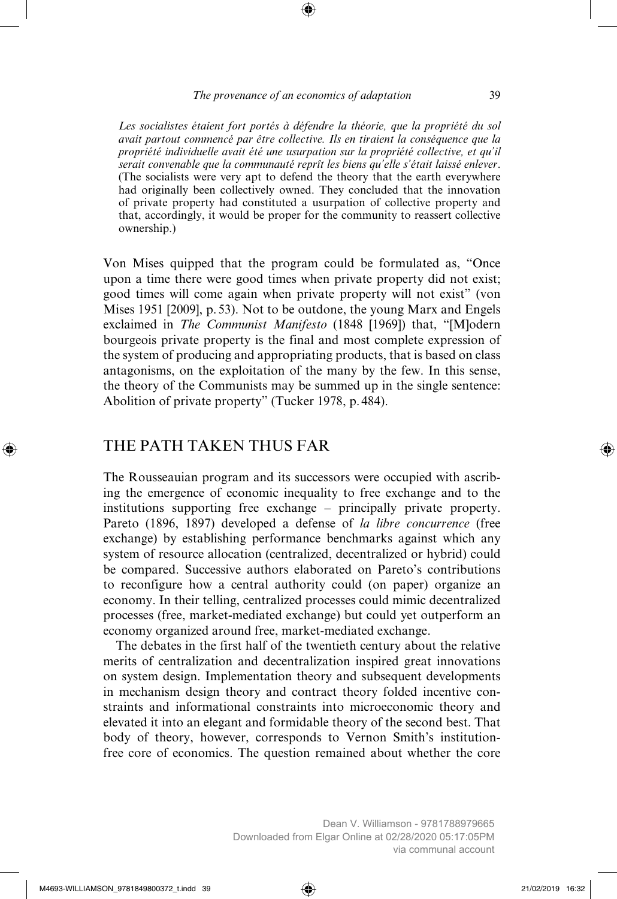*Les socialistes étaient fort portés à défendre la théorie, que la propriété du sol avait partout commencé par être collective. Ils en tiraient la conséquence que la propriété individuelle avait été une usurpation sur la propriété collective, et qu'il serait convenable que la communauté reprît les biens qu'elle s'était laissé enlever*. (The socialists were very apt to defend the theory that the earth everywhere had originally been collectively owned. They concluded that the innovation of private property had constituted a usurpation of collective property and that, accordingly, it would be proper for the community to reassert collective ownership.)

Von Mises quipped that the program could be formulated as, "Once upon a time there were good times when private property did not exist; good times will come again when private property will not exist" (von Mises 1951 [2009], p. 53). Not to be outdone, the young Marx and Engels exclaimed in *The Communist Manifesto* (1848 [1969]) that, "[M]odern bourgeois private property is the final and most complete expression of the system of producing and appropriating products, that is based on class antagonisms, on the exploitation of the many by the few. In this sense, the theory of the Communists may be summed up in the single sentence: Abolition of private property" (Tucker 1978, p. 484).

## THE PATH TAKEN THUS FAR

The Rousseauian program and its successors were occupied with ascribing the emergence of economic inequality to free exchange and to the institutions supporting free exchange – principally private property. Pareto (1896, 1897) developed a defense of *la libre concurrence* (free exchange) by establishing performance benchmarks against which any system of resource allocation (centralized, decentralized or hybrid) could be compared. Successive authors elaborated on Pareto's contributions to reconfigure how a central authority could (on paper) organize an economy. In their telling, centralized processes could mimic decentralized processes (free, market-mediated exchange) but could yet outperform an economy organized around free, market-mediated exchange.

The debates in the first half of the twentieth century about the relative merits of centralization and decentralization inspired great innovations on system design. Implementation theory and subsequent developments in mechanism design theory and contract theory folded incentive constraints and informational constraints into microeconomic theory and elevated it into an elegant and formidable theory of the second best. That body of theory, however, corresponds to Vernon Smith's institution-free core of economics. The question remained about whether the core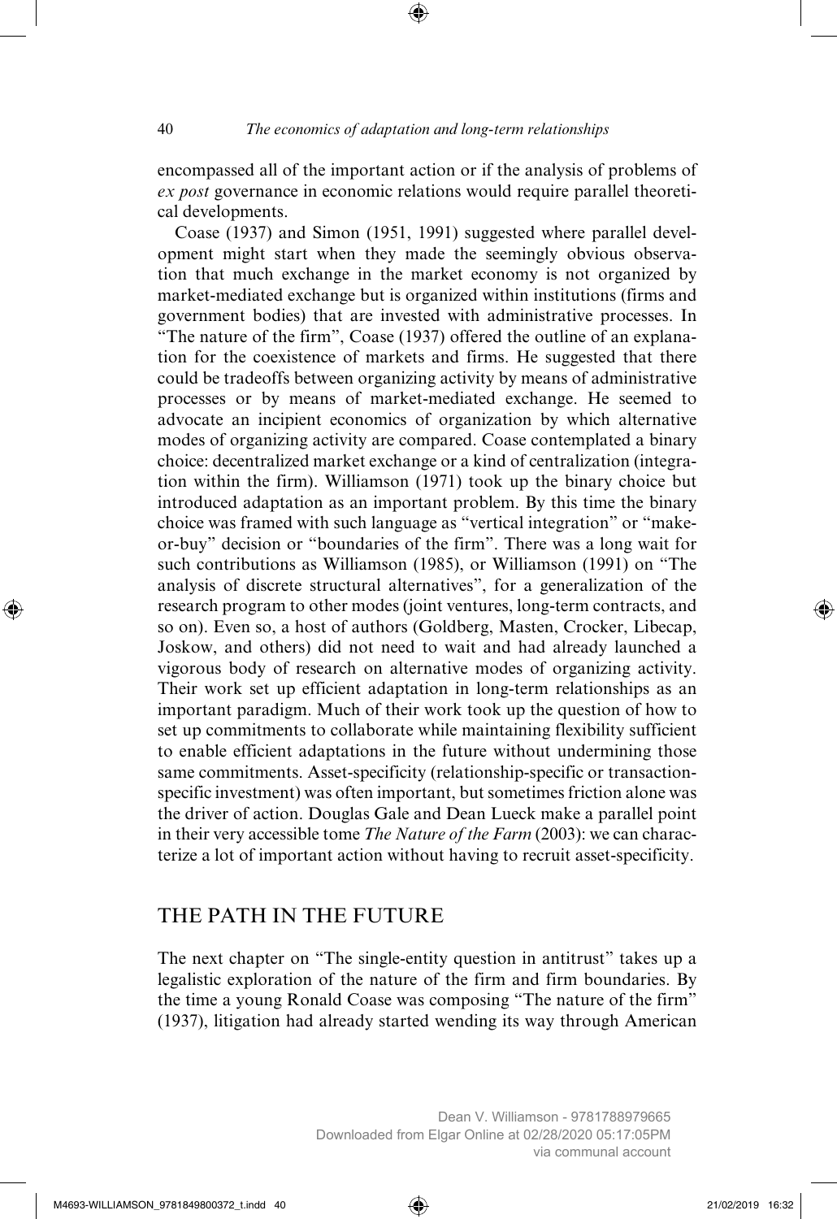encompassed all of the important action or if the analysis of problems of *ex post* governance in economic relations would require parallel theoretical developments.

Coase (1937) and Simon (1951, 1991) suggested where parallel development might start when they made the seemingly obvious observation that much exchange in the market economy is not organized by market-mediated exchange but is organized within institutions (firms and government bodies) that are invested with administrative processes. In "The nature of the firm", Coase (1937) offered the outline of an explanation for the coexistence of markets and firms. He suggested that there could be tradeoffs between organizing activity by means of administrative processes or by means of market-mediated exchange. He seemed to advocate an incipient economics of organization by which alternative modes of organizing activity are compared. Coase contemplated a binary choice: decentralized market exchange or a kind of centralization (integration within the firm). Williamson (1971) took up the binary choice but introduced adaptation as an important problem. By this time the binary choice was framed with such language as "vertical integration" or "make-or-buy" decision or "boundaries of the firm". There was a long wait for such contributions as Williamson (1985), or Williamson (1991) on "The analysis of discrete structural alternatives", for a generalization of the research program to other modes (joint ventures, long-term contracts, and so on). Even so, a host of authors (Goldberg, Masten, Crocker, Libecap, Joskow, and others) did not need to wait and had already launched a vigorous body of research on alternative modes of organizing activity. Their work set up efficient adaptation in long-term relationships as an important paradigm. Much of their work took up the question of how to set up commitments to collaborate while maintaining flexibility sufficient to enable efficient adaptations in the future without undermining those same commitments. Asset-specificity (relationship-specific or transaction-specific investment) was often important, but sometimes friction alone was the driver of action. Douglas Gale and Dean Lueck make a parallel point in their very accessible tome *The Nature of the Farm* (2003): we can characterize a lot of important action without having to recruit asset-specificity.

## THE PATH IN THE FUTURE

The next chapter on "The single-entity question in antitrust" takes up a legalistic exploration of the nature of the firm and firm boundaries. By the time a young Ronald Coase was composing "The nature of the firm" (1937), litigation had already started wending its way through American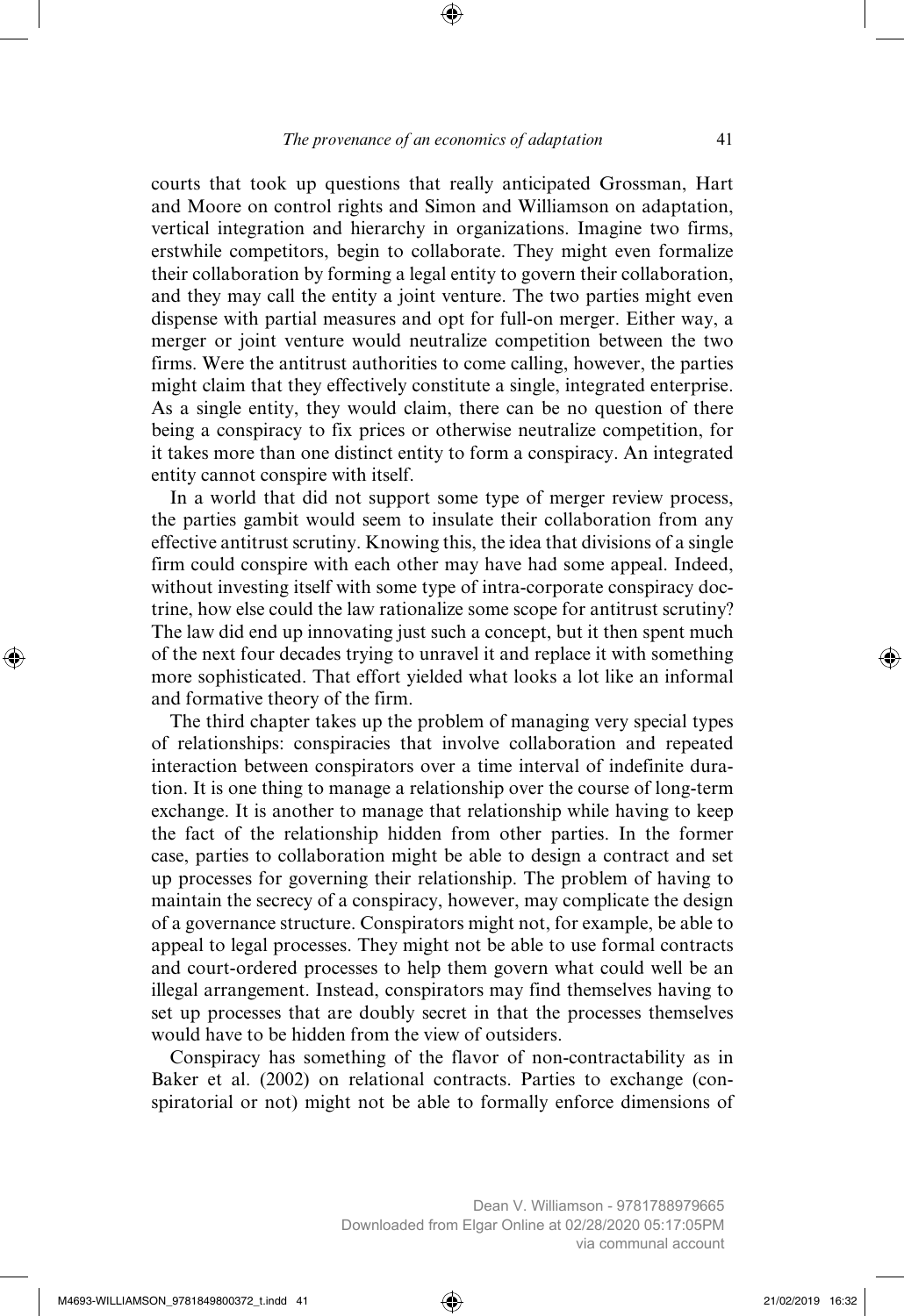courts that took up questions that really anticipated Grossman, Hart and Moore on control rights and Simon and Williamson on adaptation, vertical integration and hierarchy in organizations. Imagine two firms, erstwhile competitors, begin to collaborate. They might even formalize their collaboration by forming a legal entity to govern their collaboration, and they may call the entity a joint venture. The two parties might even dispense with partial measures and opt for full-on merger. Either way, a merger or joint venture would neutralize competition between the two firms. Were the antitrust authorities to come calling, however, the parties might claim that they effectively constitute a single, integrated enterprise. As a single entity, they would claim, there can be no question of there being a conspiracy to fix prices or otherwise neutralize competition, for it takes more than one distinct entity to form a conspiracy. An integrated entity cannot conspire with itself.

In a world that did not support some type of merger review process, the parties gambit would seem to insulate their collaboration from any effective antitrust scrutiny. Knowing this, the idea that divisions of a single firm could conspire with each other may have had some appeal. Indeed, without investing itself with some type of intra-corporate conspiracy doctrine, how else could the law rationalize some scope for antitrust scrutiny? The law did end up innovating just such a concept, but it then spent much of the next four decades trying to unravel it and replace it with something more sophisticated. That effort yielded what looks a lot like an informal and formative theory of the firm.

The third chapter takes up the problem of managing very special types of relationships: conspiracies that involve collaboration and repeated interaction between conspirators over a time interval of indefinite duration. It is one thing to manage a relationship over the course of long-term exchange. It is another to manage that relationship while having to keep the fact of the relationship hidden from other parties. In the former case, parties to collaboration might be able to design a contract and set up processes for governing their relationship. The problem of having to maintain the secrecy of a conspiracy, however, may complicate the design of a governance structure. Conspirators might not, for example, be able to appeal to legal processes. They might not be able to use formal contracts and court-ordered processes to help them govern what could well be an illegal arrangement. Instead, conspirators may find themselves having to set up processes that are doubly secret in that the processes themselves would have to be hidden from the view of outsiders.

Conspiracy has something of the flavor of non-contractability as in Baker et al. (2002) on relational contracts. Parties to exchange (conspiratorial or not) might not be able to formally enforce dimensions of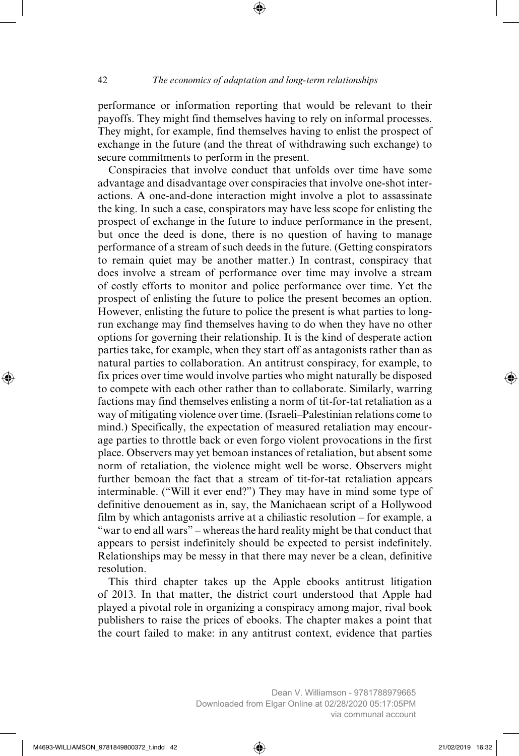performance or information reporting that would be relevant to their payoffs. They might find themselves having to rely on informal processes. They might, for example, find themselves having to enlist the prospect of exchange in the future (and the threat of withdrawing such exchange) to secure commitments to perform in the present.

Conspiracies that involve conduct that unfolds over time have some advantage and disadvantage over conspiracies that involve one-shot interactions. A one-and-done interaction might involve a plot to assassinate the king. In such a case, conspirators may have less scope for enlisting the prospect of exchange in the future to induce performance in the present, but once the deed is done, there is no question of having to manage performance of a stream of such deeds in the future. (Getting conspirators to remain quiet may be another matter.) In contrast, conspiracy that does involve a stream of performance over time may involve a stream of costly efforts to monitor and police performance over time. Yet the prospect of enlisting the future to police the present becomes an option. However, enlisting the future to police the present is what parties to long-run exchange may find themselves having to do when they have no other options for governing their relationship. It is the kind of desperate action parties take, for example, when they start off as antagonists rather than as natural parties to collaboration. An antitrust conspiracy, for example, to fix prices over time would involve parties who might naturally be disposed to compete with each other rather than to collaborate. Similarly, warring factions may find themselves enlisting a norm of tit-for-tat retaliation as a way of mitigating violence over time. (Israeli–Palestinian relations come to mind.) Specifically, the expectation of measured retaliation may encourage parties to throttle back or even forgo violent provocations in the first place. Observers may yet bemoan instances of retaliation, but absent some norm of retaliation, the violence might well be worse. Observers might further bemoan the fact that a stream of tit-for-tat retaliation appears interminable. ("Will it ever end?") They may have in mind some type of definitive denouement as in, say, the Manichaean script of a Hollywood film by which antagonists arrive at a chiliastic resolution – for example, a "war to end all wars" – whereas the hard reality might be that conduct that appears to persist indefinitely should be expected to persist indefinitely. Relationships may be messy in that there may never be a clean, definitive resolution.

This third chapter takes up the Apple ebooks antitrust litigation of 2013. In that matter, the district court understood that Apple had played a pivotal role in organizing a conspiracy among major, rival book publishers to raise the prices of ebooks. The chapter makes a point that the court failed to make: in any antitrust context, evidence that parties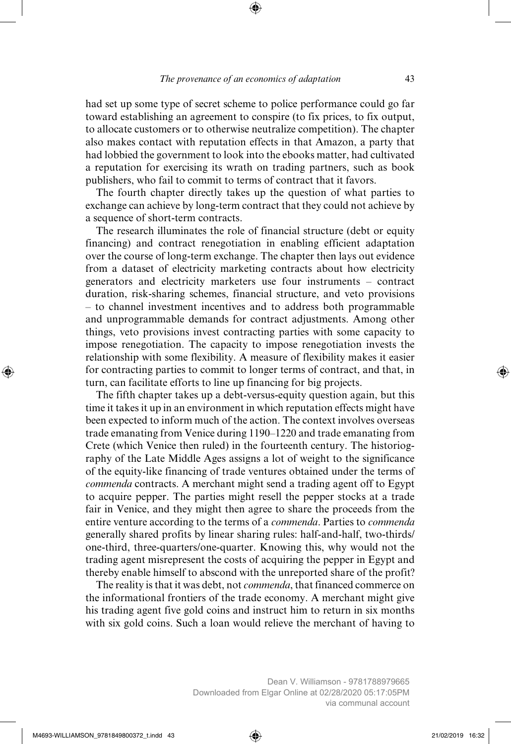had set up some type of secret scheme to police performance could go far toward establishing an agreement to conspire (to fix prices, to fix output, to allocate customers or to otherwise neutralize competition). The chapter also makes contact with reputation effects in that Amazon, a party that had lobbied the government to look into the ebooks matter, had cultivated a reputation for exercising its wrath on trading partners, such as book publishers, who fail to commit to terms of contract that it favors.

The fourth chapter directly takes up the question of what parties to exchange can achieve by long-term contract that they could not achieve by a sequence of short-term contracts.

The research illuminates the role of financial structure (debt or equity financing) and contract renegotiation in enabling efficient adaptation over the course of long-term exchange. The chapter then lays out evidence from a dataset of electricity marketing contracts about how electricity generators and electricity marketers use four instruments – contract duration, risk-sharing schemes, financial structure, and veto provisions – to channel investment incentives and to address both programmable and unprogrammable demands for contract adjustments. Among other things, veto provisions invest contracting parties with some capacity to impose renegotiation. The capacity to impose renegotiation invests the relationship with some flexibility. A measure of flexibility makes it easier for contracting parties to commit to longer terms of contract, and that, in turn, can facilitate efforts to line up financing for big projects.

The fifth chapter takes up a debt-versus-equity question again, but this time it takes it up in an environment in which reputation effects might have been expected to inform much of the action. The context involves overseas trade emanating from Venice during 1190–1220 and trade emanating from Crete (which Venice then ruled) in the fourteenth century. The historiography of the Late Middle Ages assigns a lot of weight to the significance of the equity-like financing of trade ventures obtained under the terms of *commenda* contracts. A merchant might send a trading agent off to Egypt to acquire pepper. The parties might resell the pepper stocks at a trade fair in Venice, and they might then agree to share the proceeds from the entire venture according to the terms of a *commenda*. Parties to *commenda* generally shared profits by linear sharing rules: half-and-half, two-thirds/one-third, three-quarters/one-quarter. Knowing this, why would not the trading agent misrepresent the costs of acquiring the pepper in Egypt and thereby enable himself to abscond with the unreported share of the profit?

The reality is that it was debt, not *commenda*, that financed commerce on the informational frontiers of the trade economy. A merchant might give his trading agent five gold coins and instruct him to return in six months with six gold coins. Such a loan would relieve the merchant of having to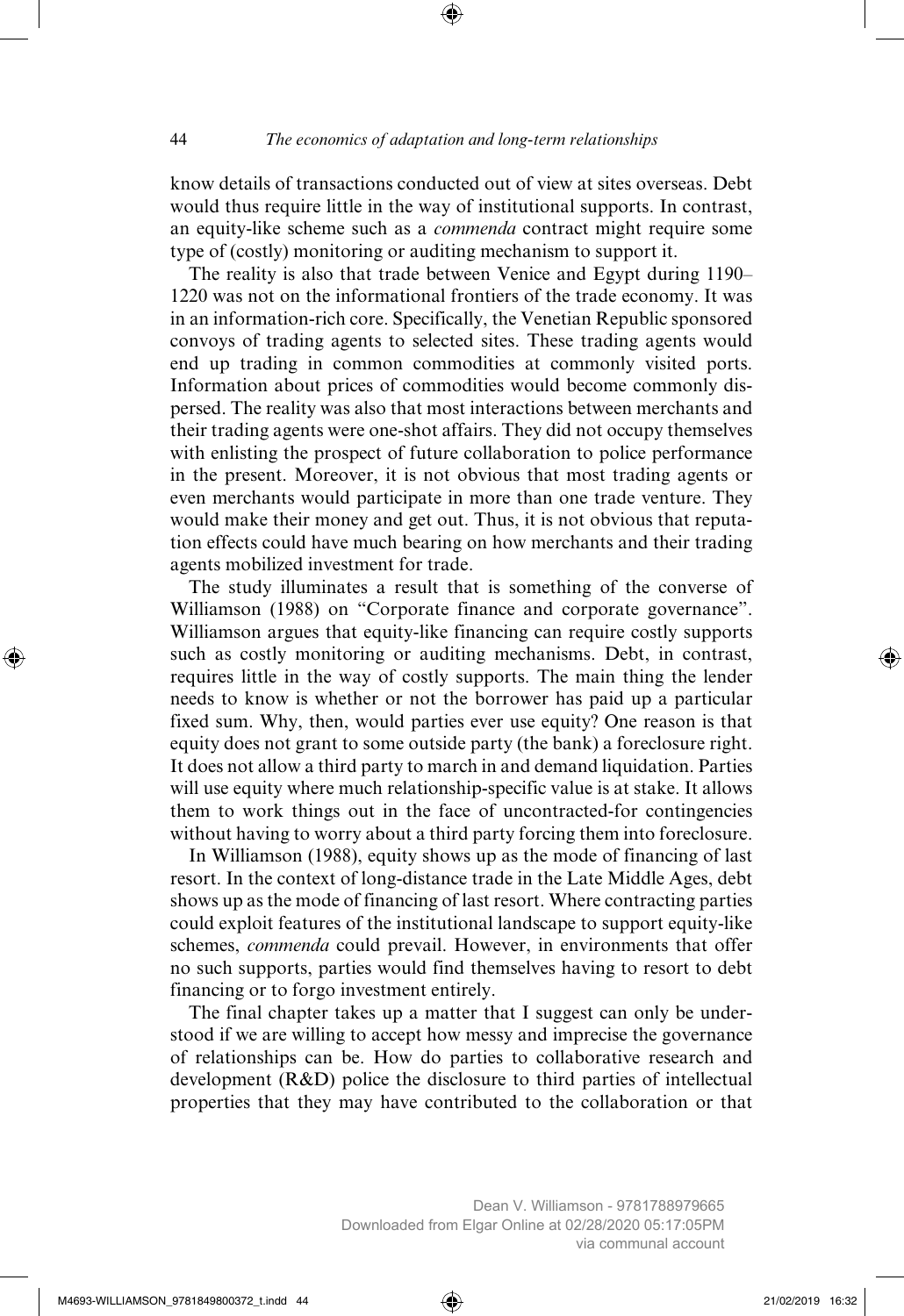know details of transactions conducted out of view at sites overseas. Debt would thus require little in the way of institutional supports. In contrast, an equity-like scheme such as a *commenda* contract might require some type of (costly) monitoring or auditing mechanism to support it.

The reality is also that trade between Venice and Egypt during 1190–1220 was not on the informational frontiers of the trade economy. It was in an information-rich core. Specifically, the Venetian Republic sponsored convoys of trading agents to selected sites. These trading agents would end up trading in common commodities at commonly visited ports. Information about prices of commodities would become commonly dispersed. The reality was also that most interactions between merchants and their trading agents were one-shot affairs. They did not occupy themselves with enlisting the prospect of future collaboration to police performance in the present. Moreover, it is not obvious that most trading agents or even merchants would participate in more than one trade venture. They would make their money and get out. Thus, it is not obvious that reputation effects could have much bearing on how merchants and their trading agents mobilized investment for trade.

The study illuminates a result that is something of the converse of Williamson (1988) on "Corporate finance and corporate governance". Williamson argues that equity-like financing can require costly supports such as costly monitoring or auditing mechanisms. Debt, in contrast, requires little in the way of costly supports. The main thing the lender needs to know is whether or not the borrower has paid up a particular fixed sum. Why, then, would parties ever use equity? One reason is that equity does not grant to some outside party (the bank) a foreclosure right. It does not allow a third party to march in and demand liquidation. Parties will use equity where much relationship-specific value is at stake. It allows them to work things out in the face of uncontracted-for contingencies without having to worry about a third party forcing them into foreclosure.

In Williamson (1988), equity shows up as the mode of financing of last resort. In the context of long-distance trade in the Late Middle Ages, debt shows up as the mode of financing of last resort. Where contracting parties could exploit features of the institutional landscape to support equity-like schemes, *commenda* could prevail. However, in environments that offer no such supports, parties would find themselves having to resort to debt financing or to forgo investment entirely.

The final chapter takes up a matter that I suggest can only be understood if we are willing to accept how messy and imprecise the governance of relationships can be. How do parties to collaborative research and development (R&D) police the disclosure to third parties of intellectual properties that they may have contributed to the collaboration or that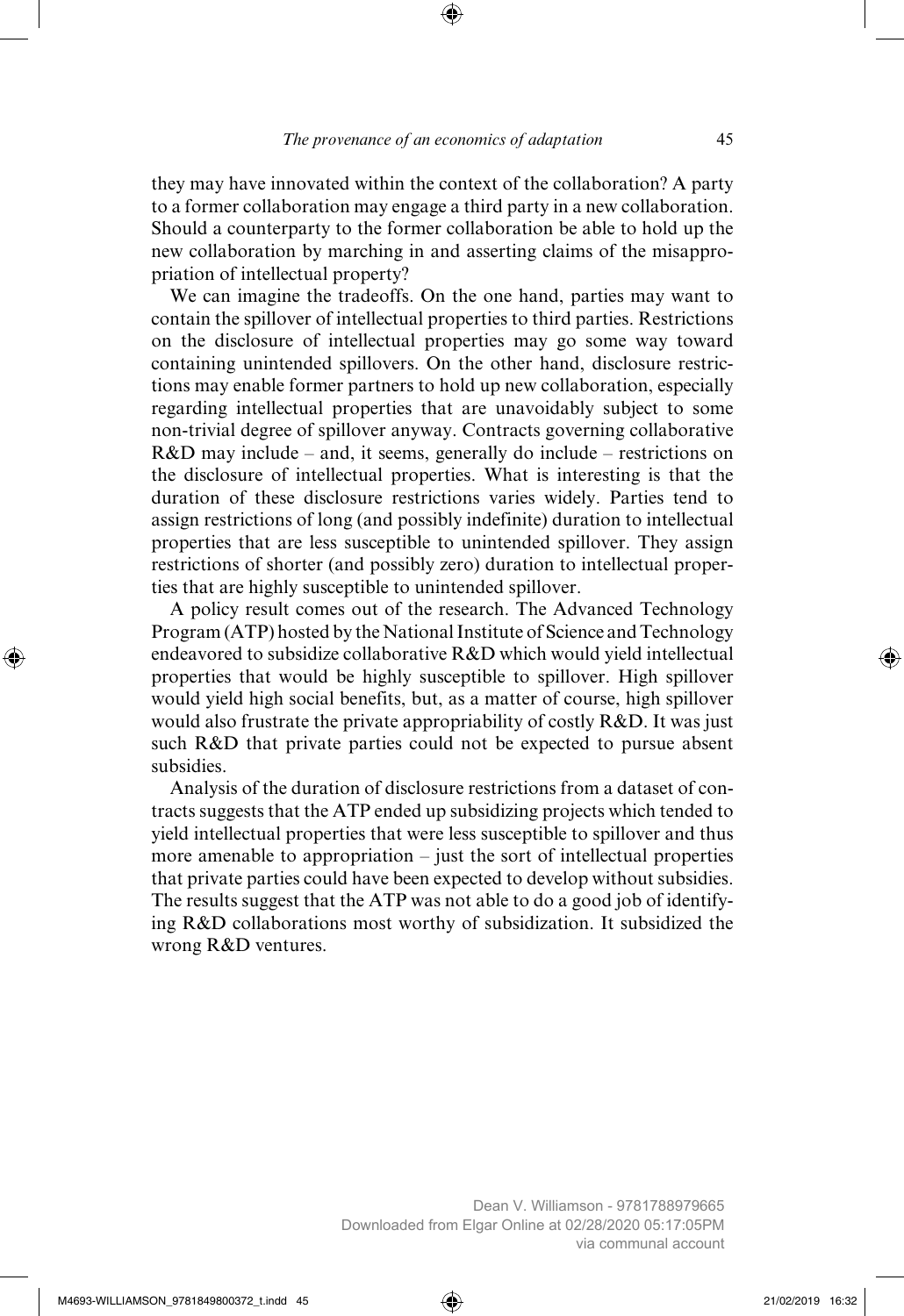they may have innovated within the context of the collaboration? A party to a former collaboration may engage a third party in a new collaboration. Should a counterparty to the former collaboration be able to hold up the new collaboration by marching in and asserting claims of the misappropriation of intellectual property?

We can imagine the tradeoffs. On the one hand, parties may want to contain the spillover of intellectual properties to third parties. Restrictions on the disclosure of intellectual properties may go some way toward containing unintended spillovers. On the other hand, disclosure restrictions may enable former partners to hold up new collaboration, especially regarding intellectual properties that are unavoidably subject to some non-trivial degree of spillover anyway. Contracts governing collaborative R&D may include – and, it seems, generally do include – restrictions on the disclosure of intellectual properties. What is interesting is that the duration of these disclosure restrictions varies widely. Parties tend to assign restrictions of long (and possibly indefinite) duration to intellectual properties that are less susceptible to unintended spillover. They assign restrictions of shorter (and possibly zero) duration to intellectual properties that are highly susceptible to unintended spillover.

A policy result comes out of the research. The Advanced Technology Program (ATP) hosted by the National Institute of Science and Technology endeavored to subsidize collaborative R&D which would yield intellectual properties that would be highly susceptible to spillover. High spillover would yield high social benefits, but, as a matter of course, high spillover would also frustrate the private appropriability of costly R&D. It was just such R&D that private parties could not be expected to pursue absent subsidies.

Analysis of the duration of disclosure restrictions from a dataset of contracts suggests that the ATP ended up subsidizing projects which tended to yield intellectual properties that were less susceptible to spillover and thus more amenable to appropriation – just the sort of intellectual properties that private parties could have been expected to develop without subsidies. The results suggest that the ATP was not able to do a good job of identifying R&D collaborations most worthy of subsidization. It subsidized the wrong R&D ventures.